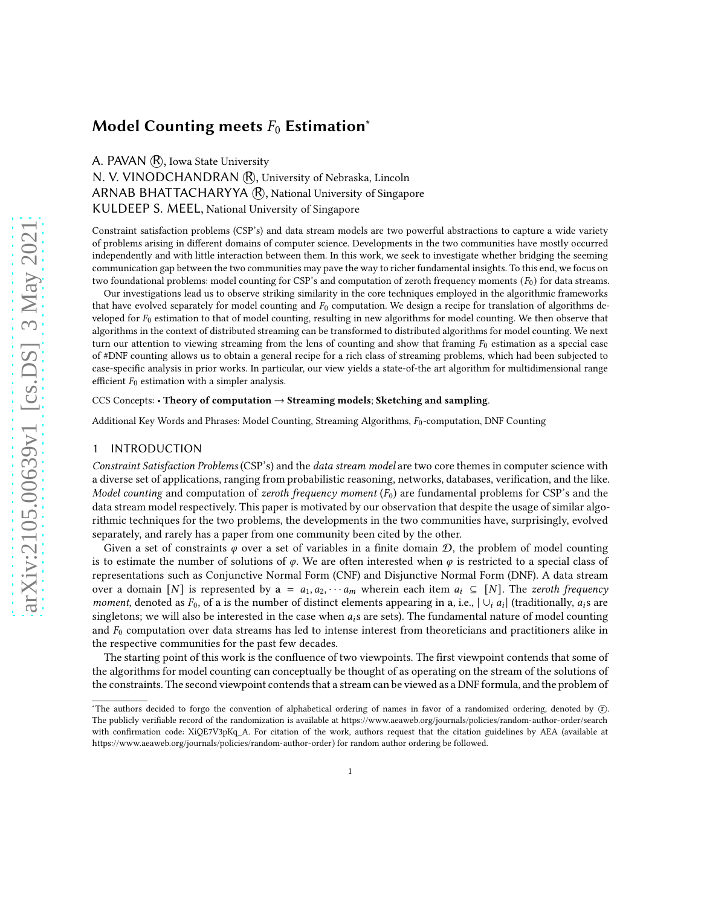# Model Counting meets $F_0$ Estimation*

A. PAVAN ⓡ, Iowa State University
N. V. VINODCHANDRAN ⓡ, University of Nebraska, Lincoln
ARNAB BHATTACHARYYA ⓡ, National University of Singapore
KULDEEP S. MEEL, National University of Singapore

Constraint satisfaction problems (CSP's) and data stream models are two powerful abstractions to capture a wide variety of problems arising in different domains of computer science. Developments in the two communities have mostly occurred independently and with little interaction between them. In this work, we seek to investigate whether bridging the seeming communication gap between the two communities may pave the way to richer fundamental insights. To this end, we focus on two foundational problems: model counting for CSP's and computation of zeroth frequency moments ($F_0$) for data streams.

Our investigations lead us to observe striking similarity in the core techniques employed in the algorithmic frameworks that have evolved separately for model counting and $F_0$ computation. We design a recipe for translation of algorithms developed for $F_0$ estimation to that of model counting, resulting in new algorithms for model counting. We then observe that algorithms in the context of distributed streaming can be transformed to distributed algorithms for model counting. We next turn our attention to viewing streaming from the lens of counting and show that framing $F_0$ estimation as a special case of #DNF counting allows us to obtain a general recipe for a rich class of streaming problems, which had been subjected to case-specific analysis in prior works. In particular, our view yields a state-of-the art algorithm for multidimensional range efficient $F_0$ estimation with a simpler analysis.

CCS Concepts: • **Theory of computation → Streaming models**; **Sketching and sampling**.

Additional Key Words and Phrases: Model Counting, Streaming Algorithms, $F_0$-computation, DNF Counting

## 1 INTRODUCTION

*Constraint Satisfaction Problems* (CSP's) and the *data stream model* are two core themes in computer science with a diverse set of applications, ranging from probabilistic reasoning, networks, databases, verification, and the like. *Model counting* and computation of *zeroth frequency moment* ($F_0$) are fundamental problems for CSP's and the data stream model respectively. This paper is motivated by our observation that despite the usage of similar algorithmic techniques for the two problems, the developments in the two communities have, surprisingly, evolved separately, and rarely has a paper from one community been cited by the other.

Given a set of constraints $\varphi$ over a set of variables in a finite domain $\mathcal{D}$, the problem of model counting is to estimate the number of solutions of $\varphi$. We are often interested when $\varphi$ is restricted to a special class of representations such as Conjunctive Normal Form (CNF) and Disjunctive Normal Form (DNF). A data stream over a domain $[N]$ is represented by $\mathbf{a} = a_1, a_2, \cdots a_m$ wherein each item $a_i \subseteq [N]$. The *zeroth frequency moment*, denoted as $F_0$, of $\mathbf{a}$ is the number of distinct elements appearing in $\mathbf{a}$, i.e., $|\cup_i a_i|$ (traditionally, $a_i$s are singletons; we will also be interested in the case when $a_i$s are sets). The fundamental nature of model counting and $F_0$ computation over data streams has led to intense interest from theoreticians and practitioners alike in the respective communities for the past few decades.

The starting point of this work is the confluence of two viewpoints. The first viewpoint contends that some of the algorithms for model counting can conceptually be thought of as operating on the stream of the solutions of the constraints. The second viewpoint contends that a stream can be viewed as a DNF formula, and the problem of

*The authors decided to forgo the convention of alphabetical ordering of names in favor of a randomized ordering, denoted by ⓡ. The publicly verifiable record of the randomization is available at https://www.aeaweb.org/journals/policies/random-author-order/search with confirmation code: XiQE7V3pKq_A. For citation of the work, authors request that the citation guidelines by AEA (available at https://www.aeaweb.org/journals/policies/random-author-order) for random author ordering be followed.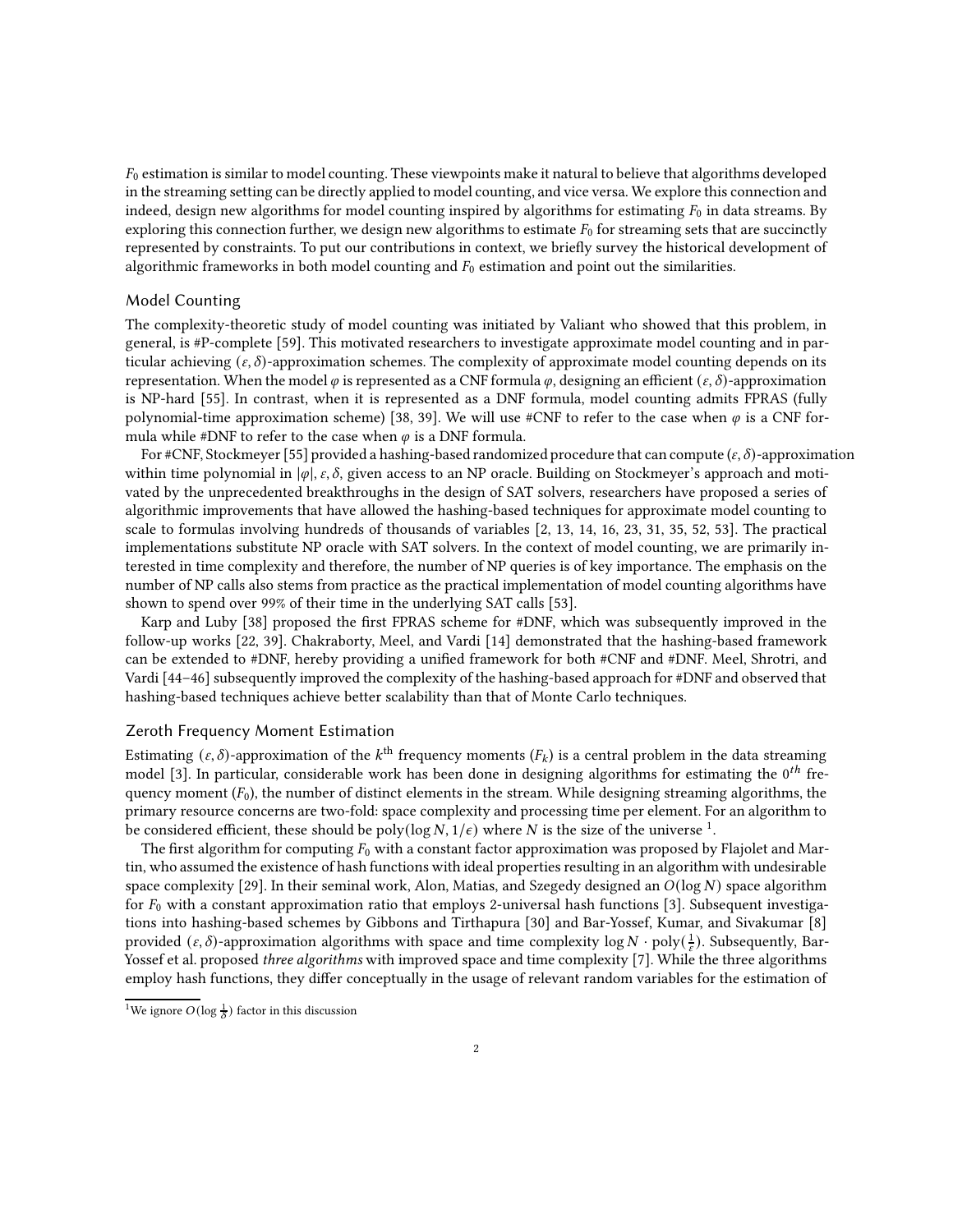$F_0$ estimation is similar to model counting. These viewpoints make it natural to believe that algorithms developed in the streaming setting can be directly applied to model counting, and vice versa. We explore this connection and indeed, design new algorithms for model counting inspired by algorithms for estimating $F_0$ in data streams. By exploring this connection further, we design new algorithms to estimate $F_0$ for streaming sets that are succinctly represented by constraints. To put our contributions in context, we briefly survey the historical development of algorithmic frameworks in both model counting and $F_0$ estimation and point out the similarities.

## Model Counting

The complexity-theoretic study of model counting was initiated by Valiant who showed that this problem, in general, is #P-complete [59]. This motivated researchers to investigate approximate model counting and in particular achieving $(\varepsilon, \delta)$-approximation schemes. The complexity of approximate model counting depends on its representation. When the model $\varphi$ is represented as a CNF formula $\varphi$, designing an efficient $(\varepsilon, \delta)$-approximation is NP-hard [55]. In contrast, when it is represented as a DNF formula, model counting admits FPRAS (fully polynomial-time approximation scheme) [38, 39]. We will use #CNF to refer to the case when $\varphi$ is a CNF formula while #DNF to refer to the case when $\varphi$ is a DNF formula.

For #CNF, Stockmeyer [55] provided a hashing-based randomized procedure that can compute $(\varepsilon, \delta)$-approximation within time polynomial in $|\varphi|, \varepsilon, \delta$, given access to an NP oracle. Building on Stockmeyer's approach and motivated by the unprecedented breakthroughs in the design of SAT solvers, researchers have proposed a series of algorithmic improvements that have allowed the hashing-based techniques for approximate model counting to scale to formulas involving hundreds of thousands of variables [2, 13, 14, 16, 23, 31, 35, 52, 53]. The practical implementations substitute NP oracle with SAT solvers. In the context of model counting, we are primarily interested in time complexity and therefore, the number of NP queries is of key importance. The emphasis on the number of NP calls also stems from practice as the practical implementation of model counting algorithms have shown to spend over 99% of their time in the underlying SAT calls [53].

Karp and Luby [38] proposed the first FPRAS scheme for #DNF, which was subsequently improved in the follow-up works [22, 39]. Chakraborty, Meel, and Vardi [14] demonstrated that the hashing-based framework can be extended to #DNF, hereby providing a unified framework for both #CNF and #DNF. Meel, Shrotri, and Vardi [44–46] subsequently improved the complexity of the hashing-based approach for #DNF and observed that hashing-based techniques achieve better scalability than that of Monte Carlo techniques.

## Zeroth Frequency Moment Estimation

Estimating $(\varepsilon, \delta)$-approximation of the $k^{\text{th}}$ frequency moments ($F_k$) is a central problem in the data streaming model [3]. In particular, considerable work has been done in designing algorithms for estimating the $0^{th}$ frequency moment ($F_0$), the number of distinct elements in the stream. While designing streaming algorithms, the primary resource concerns are two-fold: space complexity and processing time per element. For an algorithm to be considered efficient, these should be $\text{poly}(\log N, 1/\epsilon)$ where $N$ is the size of the universe [1].

The first algorithm for computing $F_0$ with a constant factor approximation was proposed by Flajolet and Martin, who assumed the existence of hash functions with ideal properties resulting in an algorithm with undesirable space complexity [29]. In their seminal work, Alon, Matias, and Szegedy designed an $O(\log N)$ space algorithm for $F_0$ with a constant approximation ratio that employs 2-universal hash functions [3]. Subsequent investigations into hashing-based schemes by Gibbons and Tirthapura [30] and Bar-Yossef, Kumar, and Sivakumar [8] provided $(\varepsilon, \delta)$-approximation algorithms with space and time complexity $\log N \cdot \text{poly}(\frac{1}{\epsilon})$. Subsequently, Bar-Yossef et al. proposed *three algorithms* with improved space and time complexity [7]. While the three algorithms employ hash functions, they differ conceptually in the usage of relevant random variables for the estimation of

[1] We ignore $O(\log \frac{1}{\delta})$ factor in this discussion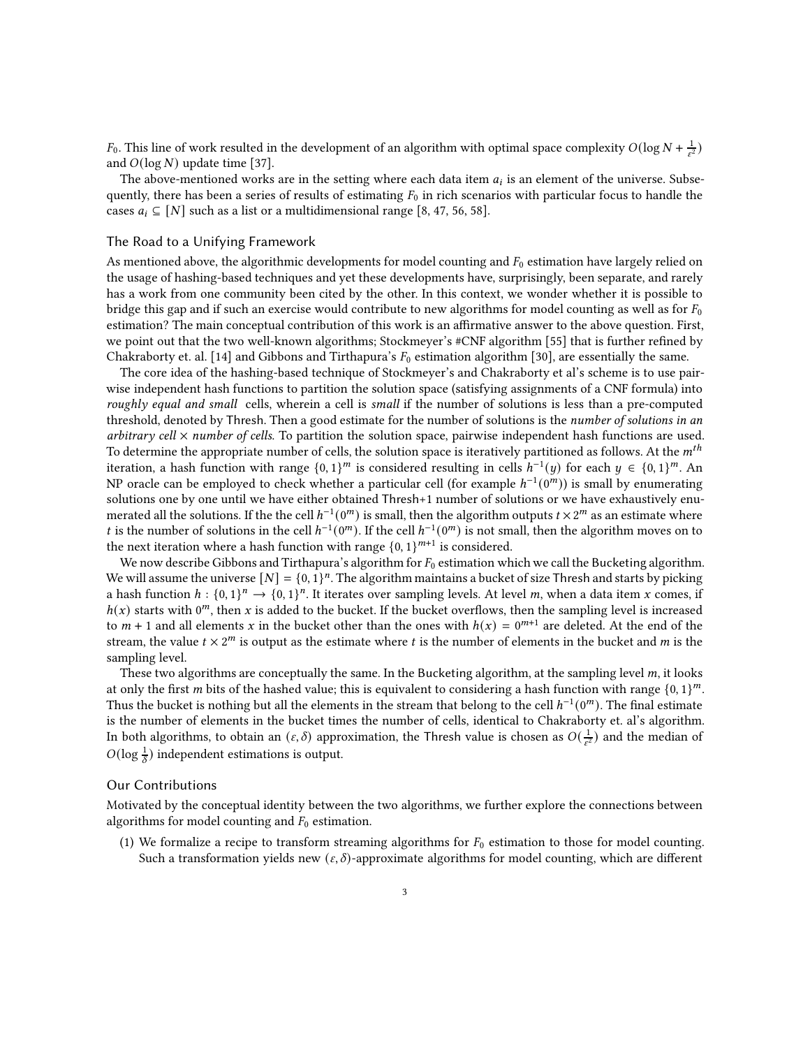$F_0$. This line of work resulted in the development of an algorithm with optimal space complexity $O(\log N + \frac{1}{\varepsilon^2})$ and $O(\log N)$ update time [37].

The above-mentioned works are in the setting where each data item $a_i$ is an element of the universe. Subsequently, there has been a series of results of estimating $F_0$ in rich scenarios with particular focus to handle the cases $a_i \subseteq [N]$ such as a list or a multidimensional range [8, 47, 56, 58].

### The Road to a Unifying Framework

As mentioned above, the algorithmic developments for model counting and $F_0$ estimation have largely relied on the usage of hashing-based techniques and yet these developments have, surprisingly, been separate, and rarely has a work from one community been cited by the other. In this context, we wonder whether it is possible to bridge this gap and if such an exercise would contribute to new algorithms for model counting as well as for $F_0$ estimation? The main conceptual contribution of this work is an affirmative answer to the above question. First, we point out that the two well-known algorithms; Stockmeyer's #CNF algorithm [55] that is further refined by Chakraborty et. al. [14] and Gibbons and Tirthapura's $F_0$ estimation algorithm [30], are essentially the same.

The core idea of the hashing-based technique of Stockmeyer's and Chakraborty et al's scheme is to use pairwise independent hash functions to partition the solution space (satisfying assignments of a CNF formula) into *roughly equal and small* cells, wherein a cell is *small* if the number of solutions is less than a pre-computed threshold, denoted by Thresh. Then a good estimate for the number of solutions is the *number of solutions in an arbitrary cell* $\times$ *number of cells*. To partition the solution space, pairwise independent hash functions are used. To determine the appropriate number of cells, the solution space is iteratively partitioned as follows. At the $m^{th}$ iteration, a hash function with range $\{0,1\}^m$ is considered resulting in cells $h^{-1}(y)$ for each $y \in \{0,1\}^m$. An NP oracle can be employed to check whether a particular cell (for example $h^{-1}(0^m)$) is small by enumerating solutions one by one until we have either obtained Thresh+1 number of solutions or we have exhaustively enumerated all the solutions. If the the cell $h^{-1}(0^m)$ is small, then the algorithm outputs $t \times 2^m$ as an estimate where $t$ is the number of solutions in the cell $h^{-1}(0^m)$. If the cell $h^{-1}(0^m)$ is not small, then the algorithm moves on to the next iteration where a hash function with range $\{0,1\}^{m+1}$ is considered.

We now describe Gibbons and Tirthapura's algorithm for $F_0$ estimation which we call the Bucketing algorithm. We will assume the universe $[N] = \{0,1\}^n$. The algorithm maintains a bucket of size Thresh and starts by picking a hash function $h : \{0,1\}^n \to \{0,1\}^n$. It iterates over sampling levels. At level $m$, when a data item $x$ comes, if $h(x)$ starts with $0^m$, then $x$ is added to the bucket. If the bucket overflows, then the sampling level is increased to $m + 1$ and all elements $x$ in the bucket other than the ones with $h(x) = 0^{m+1}$ are deleted. At the end of the stream, the value $t \times 2^m$ is output as the estimate where $t$ is the number of elements in the bucket and $m$ is the sampling level.

These two algorithms are conceptually the same. In the Bucketing algorithm, at the sampling level $m$, it looks at only the first $m$ bits of the hashed value; this is equivalent to considering a hash function with range $\{0,1\}^m$. Thus the bucket is nothing but all the elements in the stream that belong to the cell $h^{-1}(0^m)$. The final estimate is the number of elements in the bucket times the number of cells, identical to Chakraborty et. al's algorithm. In both algorithms, to obtain an $(\varepsilon, \delta)$ approximation, the Thresh value is chosen as $O(\frac{1}{\varepsilon^2})$ and the median of $O(\log \frac{1}{\delta})$ independent estimations is output.

### Our Contributions

Motivated by the conceptual identity between the two algorithms, we further explore the connections between algorithms for model counting and $F_0$ estimation.

(1) We formalize a recipe to transform streaming algorithms for $F_0$ estimation to those for model counting. Such a transformation yields new $(\varepsilon, \delta)$-approximate algorithms for model counting, which are different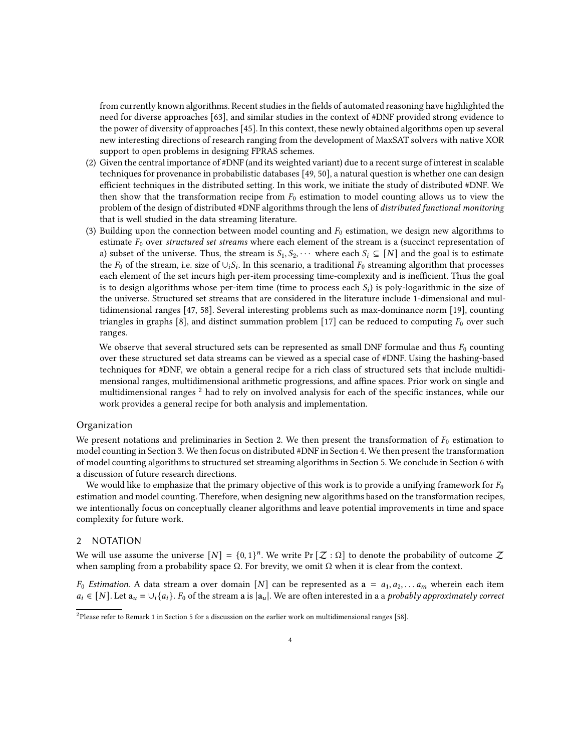from currently known algorithms. Recent studies in the fields of automated reasoning have highlighted the need for diverse approaches [63], and similar studies in the context of #DNF provided strong evidence to the power of diversity of approaches [45]. In this context, these newly obtained algorithms open up several new interesting directions of research ranging from the development of MaxSAT solvers with native XOR support to open problems in designing FPRAS schemes.

(2) Given the central importance of #DNF (and its weighted variant) due to a recent surge of interest in scalable techniques for provenance in probabilistic databases [49, 50], a natural question is whether one can design efficient techniques in the distributed setting. In this work, we initiate the study of distributed #DNF. We then show that the transformation recipe from $F_0$ estimation to model counting allows us to view the problem of the design of distributed #DNF algorithms through the lens of *distributed functional monitoring* that is well studied in the data streaming literature.

(3) Building upon the connection between model counting and $F_0$ estimation, we design new algorithms to estimate $F_0$ over *structured set streams* where each element of the stream is a (succinct representation of a) subset of the universe. Thus, the stream is $S_1, S_2, \cdots$ where each $S_i \subseteq [N]$ and the goal is to estimate the $F_0$ of the stream, i.e. size of $\cup_i S_i$. In this scenario, a traditional $F_0$ streaming algorithm that processes each element of the set incurs high per-item processing time-complexity and is inefficient. Thus the goal is to design algorithms whose per-item time (time to process each $S_i$) is poly-logarithmic in the size of the universe. Structured set streams that are considered in the literature include 1-dimensional and multidimensional ranges [47, 58]. Several interesting problems such as max-dominance norm [19], counting triangles in graphs [8], and distinct summation problem [17] can be reduced to computing $F_0$ over such ranges.

   We observe that several structured sets can be represented as small DNF formulae and thus $F_0$ counting over these structured set data streams can be viewed as a special case of #DNF. Using the hashing-based techniques for #DNF, we obtain a general recipe for a rich class of structured sets that include multidimensional ranges, multidimensional arithmetic progressions, and affine spaces. Prior work on single and multidimensional ranges [2] had to rely on involved analysis for each of the specific instances, while our work provides a general recipe for both analysis and implementation.

### Organization

We present notations and preliminaries in Section 2. We then present the transformation of $F_0$ estimation to model counting in Section 3. We then focus on distributed #DNF in Section 4. We then present the transformation of model counting algorithms to structured set streaming algorithms in Section 5. We conclude in Section 6 with a discussion of future research directions.

We would like to emphasize that the primary objective of this work is to provide a unifying framework for $F_0$ estimation and model counting. Therefore, when designing new algorithms based on the transformation recipes, we intentionally focus on conceptually cleaner algorithms and leave potential improvements in time and space complexity for future work.

## 2 NOTATION

We will use assume the universe $[N] = \{0, 1\}^n$. We write $\Pr[\mathcal{Z} : \Omega]$ to denote the probability of outcome $\mathcal{Z}$ when sampling from a probability space $\Omega$. For brevity, we omit $\Omega$ when it is clear from the context.

*$F_0$ Estimation.* A data stream $\mathbf{a}$ over domain $[N]$ can be represented as $\mathbf{a} = a_1, a_2, \ldots a_m$ wherein each item $a_i \in [N]$. Let $\mathbf{a}_u = \cup_i \{a_i\}$. $F_0$ of the stream $\mathbf{a}$ is $|\mathbf{a}_u|$. We are often interested in a a *probably approximately correct*

[2] Please refer to Remark 1 in Section 5 for a discussion on the earlier work on multidimensional ranges [58].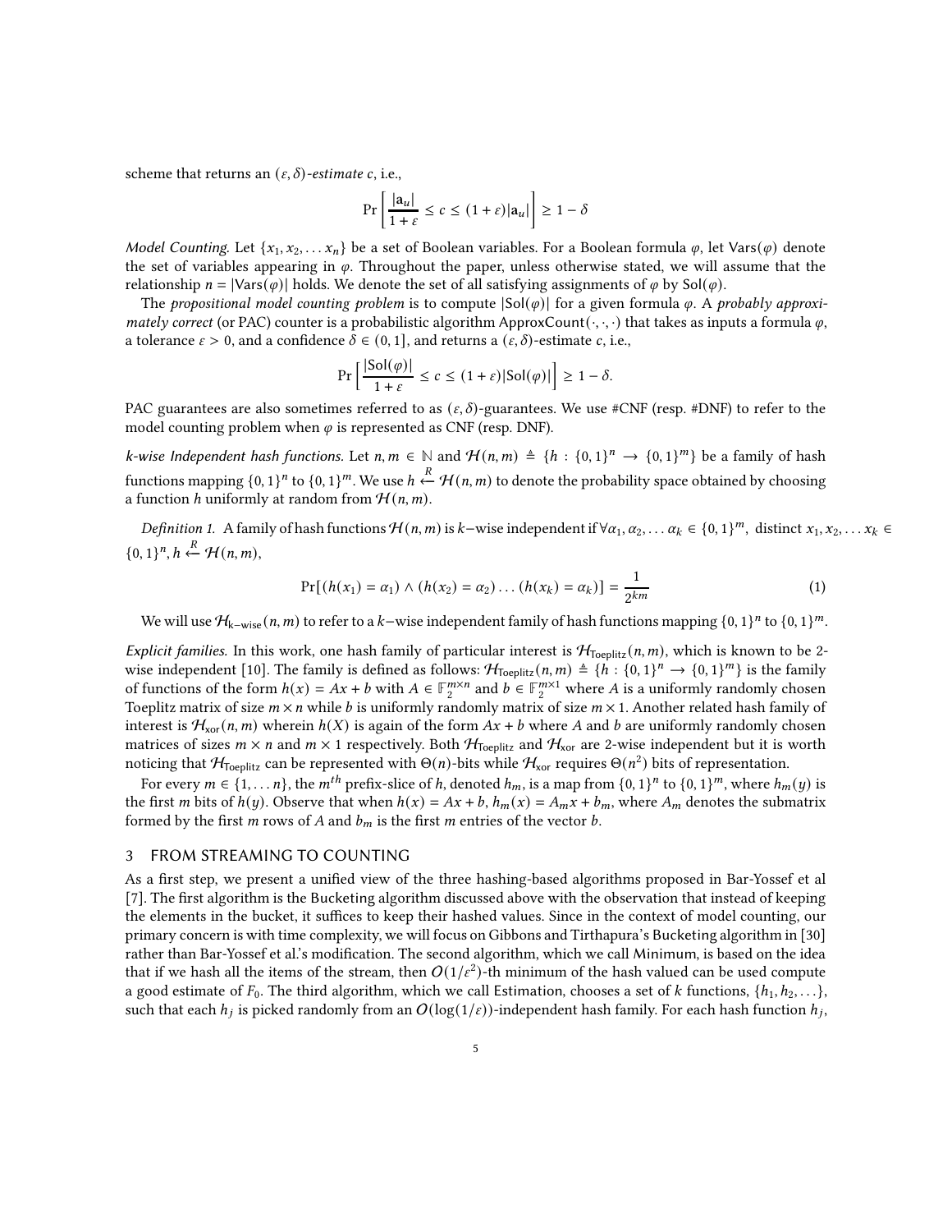scheme that returns an $(\varepsilon, \delta)$-*estimate* $c$, i.e.,

$$\Pr\left[\frac{|\mathbf{a}_u|}{1+\varepsilon} \le c \le (1+\varepsilon)|\mathbf{a}_u|\right] \ge 1 - \delta$$

*Model Counting.* Let $\{x_1, x_2, \ldots x_n\}$ be a set of Boolean variables. For a Boolean formula $\varphi$, let $\mathsf{Vars}(\varphi)$ denote the set of variables appearing in $\varphi$. Throughout the paper, unless otherwise stated, we will assume that the relationship $n = |\mathsf{Vars}(\varphi)|$ holds. We denote the set of all satisfying assignments of $\varphi$ by $\mathsf{Sol}(\varphi)$.

The *propositional model counting problem* is to compute $|\mathsf{Sol}(\varphi)|$ for a given formula $\varphi$. A *probably approximately correct* (or PAC) counter is a probabilistic algorithm $\mathsf{ApproxCount}(\cdot,\cdot,\cdot)$ that takes as inputs a formula $\varphi$, a tolerance $\varepsilon > 0$, and a confidence $\delta \in (0, 1]$, and returns a $(\varepsilon, \delta)$-estimate $c$, i.e.,

$$\Pr\Big[\frac{|\mathsf{Sol}(\varphi)|}{1+\varepsilon} \le c \le (1+\varepsilon)|\mathsf{Sol}(\varphi)|\Big] \ge 1 - \delta.$$

PAC guarantees are also sometimes referred to as $(\varepsilon, \delta)$-guarantees. We use #CNF (resp. #DNF) to refer to the model counting problem when $\varphi$ is represented as CNF (resp. DNF).

*k-wise Independent hash functions.* Let $n, m \in \mathbb{N}$ and $\mathcal{H}(n, m) \triangleq \{h : \{0,1\}^n \to \{0,1\}^m\}$ be a family of hash functions mapping $\{0,1\}^n$ to $\{0,1\}^m$. We use $h \xleftarrow{R} \mathcal{H}(n, m)$ to denote the probability space obtained by choosing a function $h$ uniformly at random from $\mathcal{H}(n, m)$.

*Definition 1.* A family of hash functions $\mathcal{H}(n, m)$ is $k-$wise independent if $\forall \alpha_1, \alpha_2, \ldots \alpha_k \in \{0,1\}^m$, distinct $x_1, x_2, \ldots x_k \in \{0,1\}^n$, $h \xleftarrow{R} \mathcal{H}(n, m)$,

$$\Pr[(h(x_1) = \alpha_1) \wedge (h(x_2) = \alpha_2) \ldots (h(x_k) = \alpha_k)] = \frac{1}{2^{km}} \tag{1}$$

We will use $\mathcal{H}_{\mathsf{k-wise}}(n, m)$ to refer to a $k-$wise independent family of hash functions mapping $\{0,1\}^n$ to $\{0,1\}^m$.

*Explicit families.* In this work, one hash family of particular interest is $\mathcal{H}_{\mathsf{Toeplitz}}(n, m)$, which is known to be 2-wise independent [10]. The family is defined as follows: $\mathcal{H}_{\mathsf{Toeplitz}}(n, m) \triangleq \{h : \{0,1\}^n \to \{0,1\}^m\}$ is the family of functions of the form $h(x) = Ax + b$ with $A \in \mathbb{F}_2^{m \times n}$ and $b \in \mathbb{F}_2^{m \times 1}$ where $A$ is a uniformly randomly chosen Toeplitz matrix of size $m \times n$ while $b$ is uniformly randomly matrix of size $m \times 1$. Another related hash family of interest is $\mathcal{H}_{\mathsf{xor}}(n, m)$ wherein $h(X)$ is again of the form $Ax + b$ where $A$ and $b$ are uniformly randomly chosen matrices of sizes $m \times n$ and $m \times 1$ respectively. Both $\mathcal{H}_{\mathsf{Toeplitz}}$ and $\mathcal{H}_{\mathsf{xor}}$ are 2-wise independent but it is worth noticing that $\mathcal{H}_{\mathsf{Toeplitz}}$ can be represented with $\Theta(n)$-bits while $\mathcal{H}_{\mathsf{xor}}$ requires $\Theta(n^2)$ bits of representation.

For every $m \in \{1, \ldots n\}$, the $m^{th}$ prefix-slice of $h$, denoted $h_m$, is a map from $\{0,1\}^n$ to $\{0,1\}^m$, where $h_m(y)$ is the first $m$ bits of $h(y)$. Observe that when $h(x) = Ax + b$, $h_m(x) = A_m x + b_m$, where $A_m$ denotes the submatrix formed by the first $m$ rows of $A$ and $b_m$ is the first $m$ entries of the vector $b$.

## 3 FROM STREAMING TO COUNTING

As a first step, we present a unified view of the three hashing-based algorithms proposed in Bar-Yossef et al [7]. The first algorithm is the Bucketing algorithm discussed above with the observation that instead of keeping the elements in the bucket, it suffices to keep their hashed values. Since in the context of model counting, our primary concern is with time complexity, we will focus on Gibbons and Tirthapura's Bucketing algorithm in [30] rather than Bar-Yossef et al.'s modification. The second algorithm, which we call Minimum, is based on the idea that if we hash all the items of the stream, then $O(1/\varepsilon^2)$-th minimum of the hash valued can be used compute a good estimate of $F_0$. The third algorithm, which we call Estimation, chooses a set of $k$ functions, $\{h_1, h_2, \ldots\}$, such that each $h_j$ is picked randomly from an $O(\log(1/\varepsilon))$-independent hash family. For each hash function $h_j$,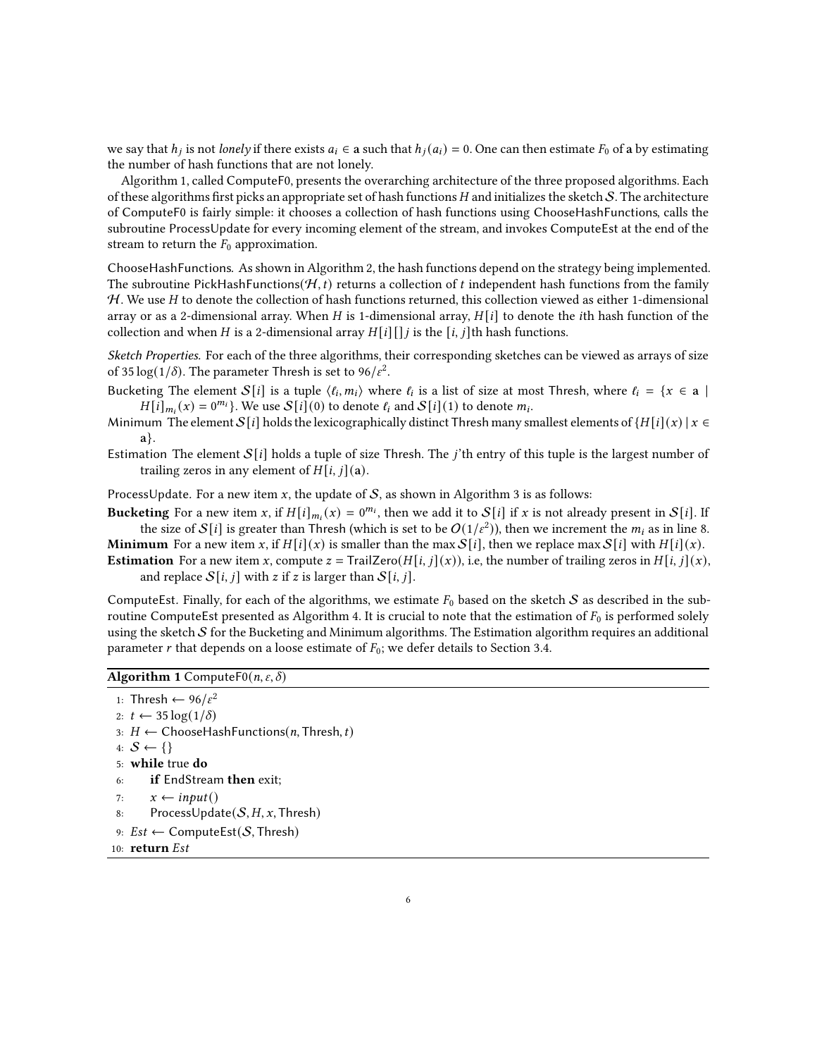we say that $h_j$ is not *lonely* if there exists $a_i \in \mathbf{a}$ such that $h_j(a_i) = 0$. One can then estimate $F_0$ of $\mathbf{a}$ by estimating the number of hash functions that are not lonely.

Algorithm 1, called ComputeF0, presents the overarching architecture of the three proposed algorithms. Each of these algorithms first picks an appropriate set of hash functions $H$ and initializes the sketch $\mathcal{S}$. The architecture of ComputeF0 is fairly simple: it chooses a collection of hash functions using ChooseHashFunctions, calls the subroutine ProcessUpdate for every incoming element of the stream, and invokes ComputeEst at the end of the stream to return the $F_0$ approximation.

*ChooseHashFunctions.* As shown in Algorithm 2, the hash functions depend on the strategy being implemented. The subroutine PickHashFunctions$(\mathcal{H}, t)$ returns a collection of $t$ independent hash functions from the family $\mathcal{H}$. We use $H$ to denote the collection of hash functions returned, this collection viewed as either 1-dimensional array or as a 2-dimensional array. When $H$ is 1-dimensional array, $H[i]$ to denote the $i$th hash function of the collection and when $H$ is a 2-dimensional array $H[i][]j$ is the $[i, j]$th hash functions.

*Sketch Properties.* For each of the three algorithms, their corresponding sketches can be viewed as arrays of size of $35 \log(1/\delta)$. The parameter Thresh is set to $96/\varepsilon^2$.

Bucketing The element $\mathcal{S}[i]$ is a tuple $\langle \ell_i, m_i \rangle$ where $\ell_i$ is a list of size at most Thresh, where $\ell_i = \{x \in \mathbf{a} \mid H[i]_{m_i}(x) = 0^{m_i}\}$. We use $\mathcal{S}[i](0)$ to denote $\ell_i$ and $\mathcal{S}[i](1)$ to denote $m_i$.

Minimum The element $\mathcal{S}[i]$ holds the lexicographically distinct Thresh many smallest elements of $\{H[i](x) \mid x \in \mathbf{a}\}$.

Estimation The element $\mathcal{S}[i]$ holds a tuple of size Thresh. The $j$'th entry of this tuple is the largest number of trailing zeros in any element of $H[i, j](\mathbf{a})$.

*ProcessUpdate.* For a new item $x$, the update of $\mathcal{S}$, as shown in Algorithm 3 is as follows:

**Bucketing** For a new item $x$, if $H[i]_{m_i}(x) = 0^{m_i}$, then we add it to $\mathcal{S}[i]$ if $x$ is not already present in $\mathcal{S}[i]$. If the size of $\mathcal{S}[i]$ is greater than Thresh (which is set to be $O(1/\varepsilon^2)$), then we increment the $m_i$ as in line 8.

**Minimum** For a new item $x$, if $H[i](x)$ is smaller than the $\max \mathcal{S}[i]$, then we replace $\max \mathcal{S}[i]$ with $H[i](x)$.

**Estimation** For a new item $x$, compute $z = \text{TrailZero}(H[i, j](x))$, i.e, the number of trailing zeros in $H[i, j](x)$, and replace $\mathcal{S}[i, j]$ with $z$ if $z$ is larger than $\mathcal{S}[i, j]$.

*ComputeEst.* Finally, for each of the algorithms, we estimate $F_0$ based on the sketch $\mathcal{S}$ as described in the subroutine ComputeEst presented as Algorithm 4. It is crucial to note that the estimation of $F_0$ is performed solely using the sketch $\mathcal{S}$ for the Bucketing and Minimum algorithms. The Estimation algorithm requires an additional parameter $r$ that depends on a loose estimate of $F_0$; we defer details to Section 3.4.

**Algorithm 1** ComputeF0$(n, \varepsilon, \delta)$

```
1: Thresh ← 96/ε²
2: t ← 35 log(1/δ)
3: H ← ChooseHashFunctions(n, Thresh, t)
4: S ← {}
5: while true do
6:     if EndStream then exit;
7:     x ← input()
8:     ProcessUpdate(S, H, x, Thresh)
9: Est ← ComputeEst(S, Thresh)
10: return Est
```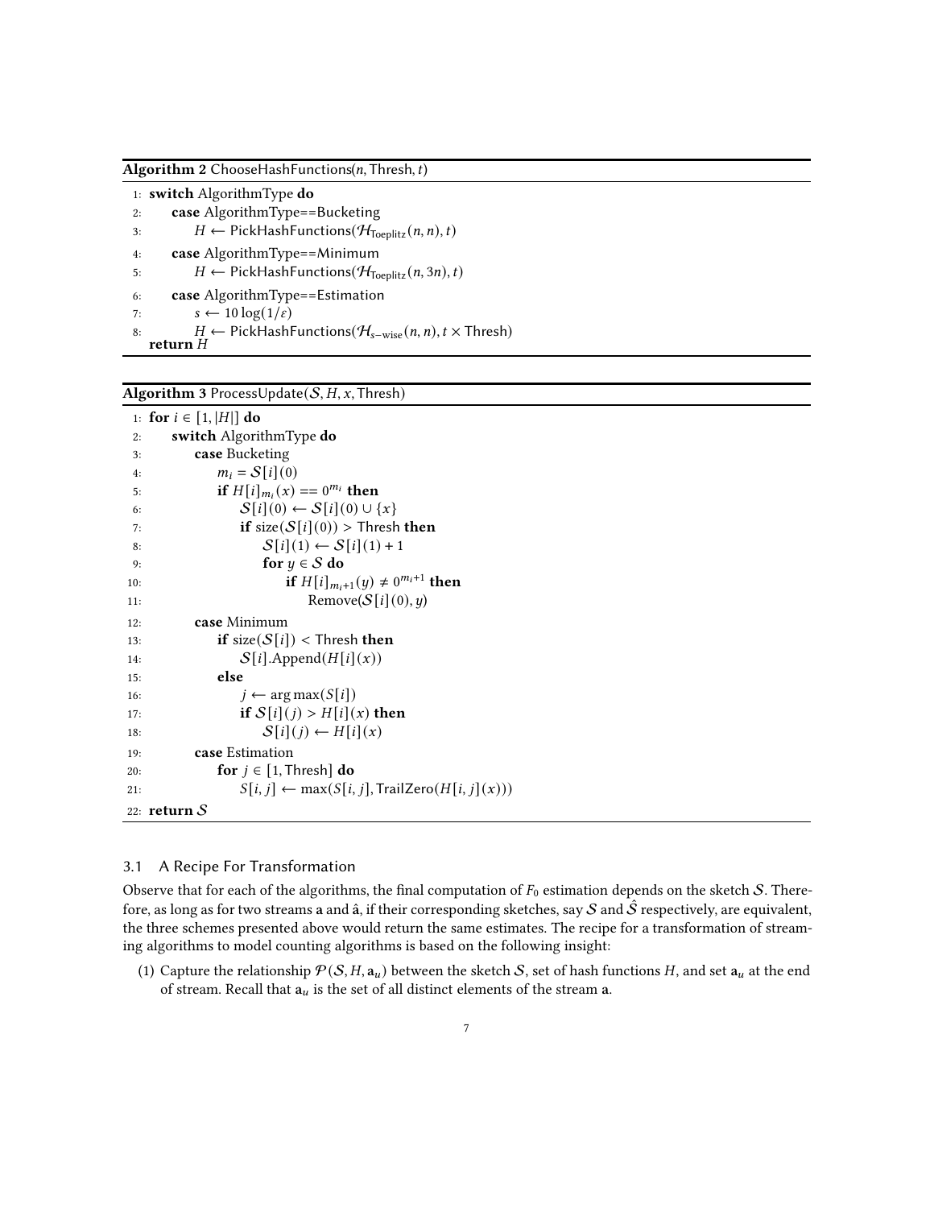**Algorithm 2** ChooseHashFunctions($n$, Thresh, $t$)

```
1: switch AlgorithmType do
2:     case AlgorithmType==Bucketing
3:         H ← PickHashFunctions(H_Toeplitz(n, n), t)
4:     case AlgorithmType==Minimum
5:         H ← PickHashFunctions(H_Toeplitz(n, 3n), t)
6:     case AlgorithmType==Estimation
7:         s ← 10 log(1/ε)
8:         H ← PickHashFunctions(H_{s−wise}(n, n), t × Thresh)
   return H
```

**Algorithm 3** ProcessUpdate($\mathcal{S}$, $H$, $x$, Thresh)

```
1: for i ∈ [1, |H|] do
2:     switch AlgorithmType do
3:         case Bucketing
4:             m_i = S[i](0)
5:             if H[i]_{m_i}(x) == 0^{m_i} then
6:                 S[i](0) ← S[i](0) ∪ {x}
7:                 if size(S[i](0)) > Thresh then
8:                     S[i](1) ← S[i](1) + 1
9:                     for y ∈ S do
10:                        if H[i]_{m_i+1}(y) ≠ 0^{m_i+1} then
11:                            Remove(S[i](0), y)
12:        case Minimum
13:            if size(S[i]) < Thresh then
14:                S[i].Append(H[i](x))
15:            else
16:                j ← arg max(S[i])
17:                if S[i](j) > H[i](x) then
18:                    S[i](j) ← H[i](x)
19:        case Estimation
20:            for j ∈ [1, Thresh] do
21:                S[i, j] ← max(S[i, j], TrailZero(H[i, j](x)))
22: return S
```

### 3.1 A Recipe For Transformation

Observe that for each of the algorithms, the final computation of $F_0$ estimation depends on the sketch $\mathcal{S}$. Therefore, as long as for two streams $\mathbf{a}$ and $\hat{\mathbf{a}}$, if their corresponding sketches, say $\mathcal{S}$ and $\hat{\mathcal{S}}$ respectively, are equivalent, the three schemes presented above would return the same estimates. The recipe for a transformation of streaming algorithms to model counting algorithms is based on the following insight:

(1) Capture the relationship $\mathcal{P}(\mathcal{S}, H, \mathbf{a}_u)$ between the sketch $\mathcal{S}$, set of hash functions $H$, and set $\mathbf{a}_u$ at the end of stream. Recall that $\mathbf{a}_u$ is the set of all distinct elements of the stream $\mathbf{a}$.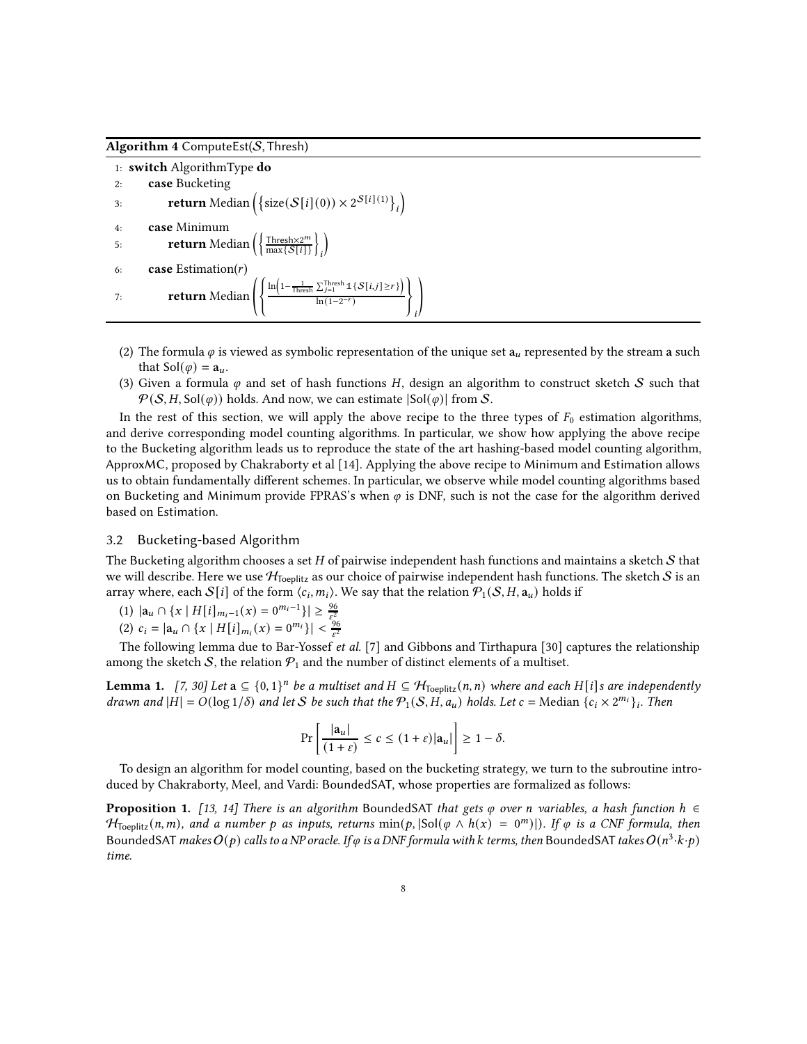**Algorithm 4** ComputeEst($\mathcal{S}$, Thresh)

```
1: switch AlgorithmType do
2:     case Bucketing
3:         return Median ({size(S[i](0)) × 2^{S[i](1)}}_i)
4:     case Minimum
5:         return Median ({ (Thresh×2^m) / max{S[i]} }_i)
6:     case Estimation(r)
7:         return Median ({ ln(1 − (1/Thresh) Σ_{j=1}^{Thresh} 𝟙{S[i,j] ≥ r}) / ln(1 − 2^{−r}) }_i)
```

(2) The formula $\varphi$ is viewed as symbolic representation of the unique set $\mathbf{a}_u$ represented by the stream $\mathbf{a}$ such that $\mathsf{Sol}(\varphi) = \mathbf{a}_u$.

(3) Given a formula $\varphi$ and set of hash functions $H$, design an algorithm to construct sketch $\mathcal{S}$ such that $\mathcal{P}(\mathcal{S}, H, \mathsf{Sol}(\varphi))$ holds. And now, we can estimate $|\mathsf{Sol}(\varphi)|$ from $\mathcal{S}$.

In the rest of this section, we will apply the above recipe to the three types of $F_0$ estimation algorithms, and derive corresponding model counting algorithms. In particular, we show how applying the above recipe to the Bucketing algorithm leads us to reproduce the state of the art hashing-based model counting algorithm, ApproxMC, proposed by Chakraborty et al [14]. Applying the above recipe to Minimum and Estimation allows us to obtain fundamentally different schemes. In particular, we observe while model counting algorithms based on Bucketing and Minimum provide FPRAS's when $\varphi$ is DNF, such is not the case for the algorithm derived based on Estimation.

## 3.2 Bucketing-based Algorithm

The Bucketing algorithm chooses a set $H$ of pairwise independent hash functions and maintains a sketch $\mathcal{S}$ that we will describe. Here we use $\mathcal{H}_{\mathsf{Toeplitz}}$ as our choice of pairwise independent hash functions. The sketch $\mathcal{S}$ is an array where, each $\mathcal{S}[i]$ of the form $\langle c_i, m_i \rangle$. We say that the relation $\mathcal{P}_1(\mathcal{S}, H, \mathbf{a}_u)$ holds if

(1) $|\mathbf{a}_u \cap \{x \mid H[i]_{m_i-1}(x) = 0^{m_i-1}\}| \geq \frac{96}{\varepsilon^2}$

(2) $c_i = |\mathbf{a}_u \cap \{x \mid H[i]_{m_i}(x) = 0^{m_i}\}| < \frac{96}{\varepsilon^2}$

The following lemma due to Bar-Yossef *et al.* [7] and Gibbons and Tirthapura [30] captures the relationship among the sketch $\mathcal{S}$, the relation $\mathcal{P}_1$ and the number of distinct elements of a multiset.

**Lemma 1.** *[7, 30] Let $\mathbf{a} \subseteq \{0,1\}^n$ be a multiset and $H \subseteq \mathcal{H}_{\mathsf{Toeplitz}}(n,n)$ where and each $H[i]$s are independently drawn and $|H| = O(\log 1/\delta)$ and let $\mathcal{S}$ be such that the $\mathcal{P}_1(\mathcal{S}, H, a_u)$ holds. Let $c = \text{Median}\ \{c_i \times 2^{m_i}\}_i$. Then*

$$\Pr\left[\frac{|\mathbf{a}_u|}{(1+\varepsilon)} \leq c \leq (1+\varepsilon)|\mathbf{a}_u|\right] \geq 1 - \delta.$$

To design an algorithm for model counting, based on the bucketing strategy, we turn to the subroutine introduced by Chakraborty, Meel, and Vardi: BoundedSAT, whose properties are formalized as follows:

**Proposition 1.** *[13, 14] There is an algorithm* BoundedSAT *that gets $\varphi$ over $n$ variables, a hash function $h \in \mathcal{H}_{\mathsf{Toeplitz}}(n,m)$, and a number $p$ as inputs, returns $\min(p, |\mathsf{Sol}(\varphi \wedge h(x) = 0^m)|)$. If $\varphi$ is a CNF formula, then* BoundedSAT *makes $O(p)$ calls to a NP oracle. If $\varphi$ is a DNF formula with $k$ terms, then* BoundedSAT *takes $O(n^3 \cdot k \cdot p)$ time.*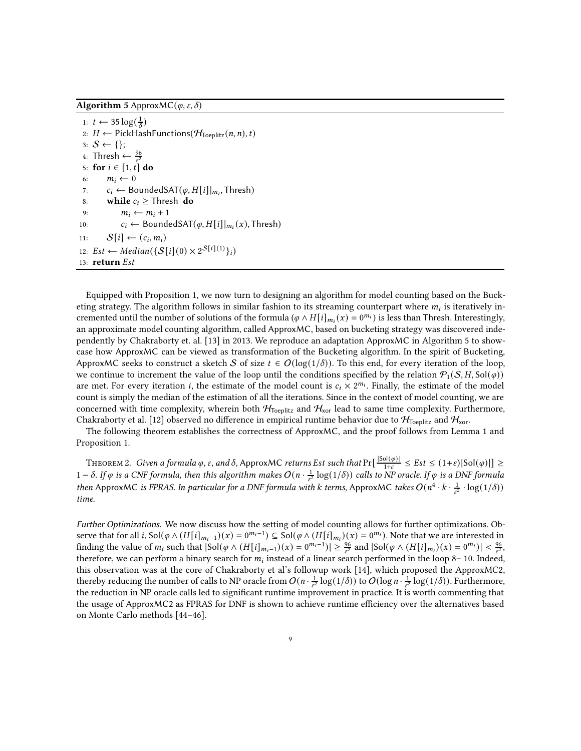**Algorithm 5** ApproxMC$(\varphi, \varepsilon, \delta)$

```
1:  t ← 35 log(1/δ)
2:  H ← PickHashFunctions(H_Toeplitz(n, n), t)
3:  S ← {};
4:  Thresh ← 96/ε²
5:  for i ∈ [1, t] do
6:      m_i ← 0
7:      c_i ← BoundedSAT(φ, H[i]|_{m_i}, Thresh)
8:      while c_i ≥ Thresh do
9:          m_i ← m_i + 1
10:         c_i ← BoundedSAT(φ, H[i]|_{m_i}(x), Thresh)
11:     S[i] ← (c_i, m_i)
12: Est ← Median({S[i](0) × 2^{S[i](1)}}_i)
13: return Est
```

Equipped with Proposition 1, we now turn to designing an algorithm for model counting based on the Bucketing strategy. The algorithm follows in similar fashion to its streaming counterpart where $m_i$ is iteratively incremented until the number of solutions of the formula $(\varphi \wedge H[i]_{m_i}(x) = 0^{m_i})$ is less than Thresh. Interestingly, an approximate model counting algorithm, called ApproxMC, based on bucketing strategy was discovered independently by Chakraborty et. al. [13] in 2013. We reproduce an adaptation ApproxMC in Algorithm 5 to showcase how ApproxMC can be viewed as transformation of the Bucketing algorithm. In the spirit of Bucketing, ApproxMC seeks to construct a sketch $\mathcal{S}$ of size $t \in O(\log(1/\delta))$. To this end, for every iteration of the loop, we continue to increment the value of the loop until the conditions specified by the relation $\mathcal{P}_1(\mathcal{S}, H, \mathsf{Sol}(\varphi))$ are met. For every iteration $i$, the estimate of the model count is $c_i \times 2^{m_i}$. Finally, the estimate of the model count is simply the median of the estimation of all the iterations. Since in the context of model counting, we are concerned with time complexity, wherein both $\mathcal{H}_{\mathsf{Toeplitz}}$ and $\mathcal{H}_{\mathsf{xor}}$ lead to same time complexity. Furthermore, Chakraborty et al. [12] observed no difference in empirical runtime behavior due to $\mathcal{H}_{\mathsf{Toeplitz}}$ and $\mathcal{H}_{\mathsf{xor}}$.

The following theorem establishes the correctness of ApproxMC, and the proof follows from Lemma 1 and Proposition 1.

Theorem 2. *Given a formula $\varphi$, $\varepsilon$, and $\delta$, ApproxMC returns Est such that $\Pr[\frac{|\mathsf{Sol}(\varphi)|}{1+\varepsilon} \leq Est \leq (1+\varepsilon)|\mathsf{Sol}(\varphi)|] \geq 1-\delta$. If $\varphi$ is a CNF formula, then this algorithm makes $O(n \cdot \frac{1}{\varepsilon^2}\log(1/\delta))$ calls to NP oracle. If $\varphi$ is a DNF formula then ApproxMC is FPRAS. In particular for a DNF formula with $k$ terms, ApproxMC takes $O(n^4 \cdot k \cdot \frac{1}{\varepsilon^2} \cdot \log(1/\delta))$ time.*

*Further Optimizations.* We now discuss how the setting of model counting allows for further optimizations. Observe that for all $i$, $\mathsf{Sol}(\varphi \wedge (H[i]_{m_i-1})(x) = 0^{m_i-1}) \subseteq \mathsf{Sol}(\varphi \wedge (H[i]_{m_i})(x) = 0^{m_i})$. Note that we are interested in finding the value of $m_i$ such that $|\mathsf{Sol}(\varphi \wedge (H[i]_{m_i-1})(x) = 0^{m_i-1})| \geq \frac{96}{\varepsilon^2}$ and $|\mathsf{Sol}(\varphi \wedge (H[i]_{m_i})(x) = 0^{m_i})| < \frac{96}{\varepsilon^2}$, therefore, we can perform a binary search for $m_i$ instead of a linear search performed in the loop 8– 10. Indeed, this observation was at the core of Chakraborty et al's followup work [14], which proposed the ApproxMC2, thereby reducing the number of calls to NP oracle from $O(n \cdot \frac{1}{\varepsilon^2}\log(1/\delta))$ to $O(\log n \cdot \frac{1}{\varepsilon^2}\log(1/\delta))$. Furthermore, the reduction in NP oracle calls led to significant runtime improvement in practice. It is worth commenting that the usage of ApproxMC2 as FPRAS for DNF is shown to achieve runtime efficiency over the alternatives based on Monte Carlo methods [44–46].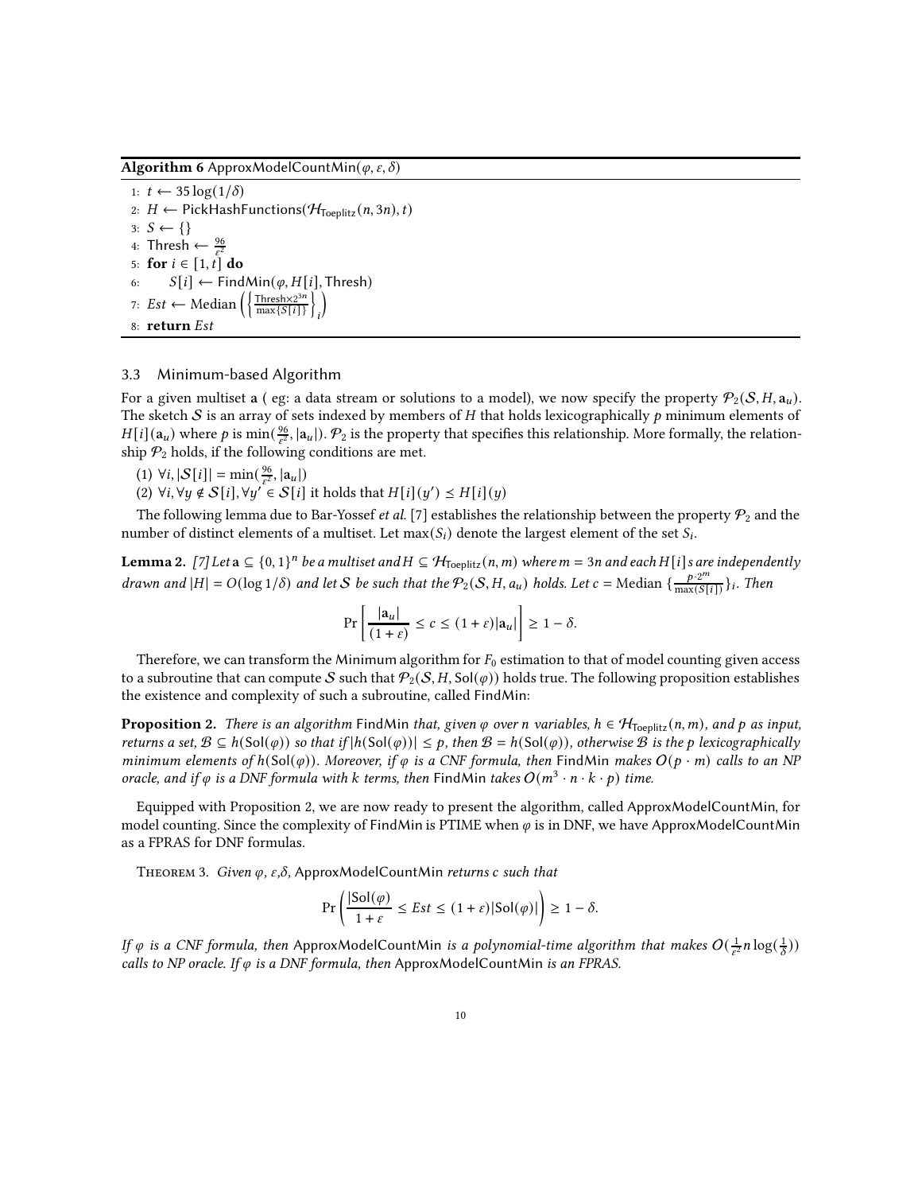**Algorithm 6** ApproxModelCountMin($\varphi, \varepsilon, \delta$)

```
1: t ← 35 log(1/δ)
2: H ← PickHashFunctions(H_Toeplitz(n, 3n), t)
3: S ← {}
4: Thresh ← 96/ε²
5: for i ∈ [1, t] do
6:     S[i] ← FindMin(φ, H[i], Thresh)
7: Est ← Median({ Thresh×2^{3n} / max{S[i]} }_i)
8: return Est
```

### 3.3 Minimum-based Algorithm

For a given multiset $\mathbf{a}$ ( eg: a data stream or solutions to a model), we now specify the property $\mathcal{P}_2(\mathcal{S}, H, \mathbf{a}_u)$. The sketch $\mathcal{S}$ is an array of sets indexed by members of $H$ that holds lexicographically $p$ minimum elements of $H[i](\mathbf{a}_u)$ where $p$ is $\min(\frac{96}{\varepsilon^2}, |\mathbf{a}_u|)$. $\mathcal{P}_2$ is the property that specifies this relationship. More formally, the relationship $\mathcal{P}_2$ holds, if the following conditions are met.

(1) $\forall i, |\mathcal{S}[i]| = \min(\frac{96}{\varepsilon^2}, |\mathbf{a}_u|)$
(2) $\forall i, \forall y \notin \mathcal{S}[i], \forall y' \in \mathcal{S}[i]$ it holds that $H[i](y') \preceq H[i](y)$

The following lemma due to Bar-Yossef *et al.* [7] establishes the relationship between the property $\mathcal{P}_2$ and the number of distinct elements of a multiset. Let $\max(S_i)$ denote the largest element of the set $S_i$.

**Lemma 2.** *[7] Let* $\mathbf{a} \subseteq \{0,1\}^n$ *be a multiset and* $H \subseteq \mathcal{H}_{\mathsf{Toeplitz}}(n, m)$ *where* $m = 3n$ *and each* $H[i]$*s are independently drawn and* $|H| = O(\log 1/\delta)$ *and let* $\mathcal{S}$ *be such that the* $\mathcal{P}_2(\mathcal{S}, H, a_u)$ *holds. Let* $c = \text{Median}\ \{\frac{p \cdot 2^m}{\max(S[i])}\}_i$*. Then*

$$\Pr\left[\frac{|\mathbf{a}_u|}{(1+\varepsilon)} \leq c \leq (1+\varepsilon)|\mathbf{a}_u|\right] \geq 1 - \delta.$$

Therefore, we can transform the Minimum algorithm for $F_0$ estimation to that of model counting given access to a subroutine that can compute $\mathcal{S}$ such that $\mathcal{P}_2(\mathcal{S}, H, \mathsf{Sol}(\varphi))$ holds true. The following proposition establishes the existence and complexity of such a subroutine, called FindMin:

**Proposition 2.** *There is an algorithm* FindMin *that, given* $\varphi$ *over* $n$ *variables,* $h \in \mathcal{H}_{\mathsf{Toeplitz}}(n, m)$*, and* $p$ *as input, returns a set,* $\mathcal{B} \subseteq h(\mathsf{Sol}(\varphi))$ *so that if* $|h(\mathsf{Sol}(\varphi))| \leq p$*, then* $\mathcal{B} = h(\mathsf{Sol}(\varphi))$*, otherwise* $\mathcal{B}$ *is the* $p$ *lexicographically minimum elements of* $h(\mathsf{Sol}(\varphi))$*. Moreover, if* $\varphi$ *is a CNF formula, then* FindMin *makes* $O(p \cdot m)$ *calls to an NP oracle, and if* $\varphi$ *is a DNF formula with* $k$ *terms, then* FindMin *takes* $O(m^3 \cdot n \cdot k \cdot p)$ *time.*

Equipped with Proposition 2, we are now ready to present the algorithm, called ApproxModelCountMin, for model counting. Since the complexity of FindMin is PTIME when $\varphi$ is in DNF, we have ApproxModelCountMin as a FPRAS for DNF formulas.

Theorem 3. *Given* $\varphi$*,* $\varepsilon$*,*$\delta$*,* ApproxModelCountMin *returns* $c$ *such that*

$$\Pr\left(\frac{|\mathsf{Sol}(\varphi)}{1+\varepsilon} \leq Est \leq (1+\varepsilon)|\mathsf{Sol}(\varphi)|\right) \geq 1 - \delta.$$

*If* $\varphi$ *is a CNF formula, then* ApproxModelCountMin *is a polynomial-time algorithm that makes* $O(\frac{1}{\varepsilon^2} n \log(\frac{1}{\delta}))$ *calls to NP oracle. If* $\varphi$ *is a DNF formula, then* ApproxModelCountMin *is an FPRAS.*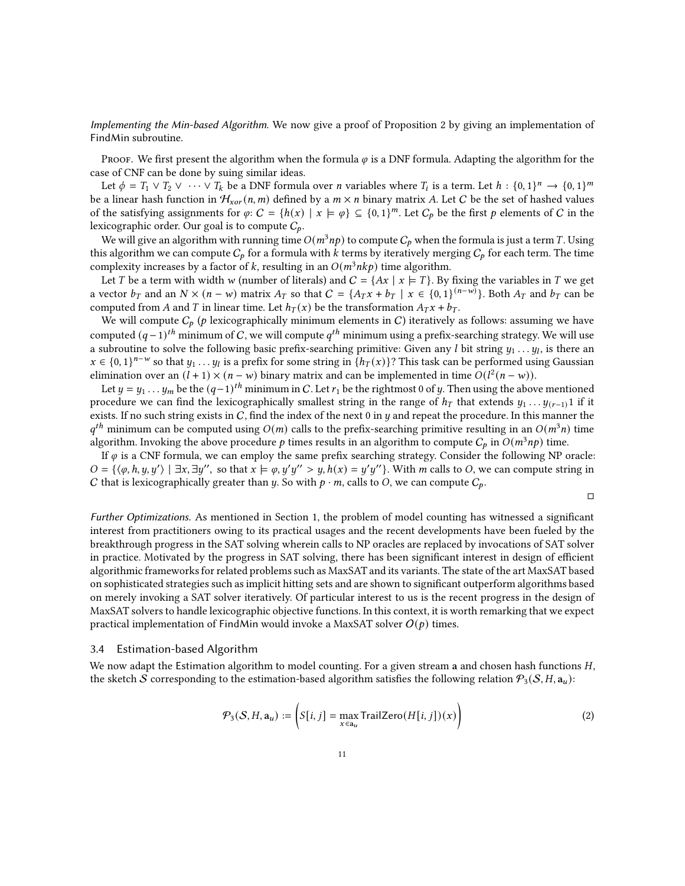*Implementing the Min-based Algorithm.* We now give a proof of Proposition 2 by giving an implementation of FindMin subroutine.

Proof. We first present the algorithm when the formula $\varphi$ is a DNF formula. Adapting the algorithm for the case of CNF can be done by suing similar ideas.

Let $\phi = T_1 \vee T_2 \vee \cdots \vee T_k$ be a DNF formula over $n$ variables where $T_i$ is a term. Let $h : \{0,1\}^n \to \{0,1\}^m$ be a linear hash function in $\mathcal{H}_{xor}(n, m)$ defined by a $m \times n$ binary matrix $A$. Let $C$ be the set of hashed values of the satisfying assignments for $\varphi$: $C = \{h(x) \mid x \models \varphi\} \subseteq \{0,1\}^m$. Let $C_p$ be the first $p$ elements of $C$ in the lexicographic order. Our goal is to compute $C_p$.

We will give an algorithm with running time $O(m^3 np)$ to compute $C_p$ when the formula is just a term $T$. Using this algorithm we can compute $C_p$ for a formula with $k$ terms by iteratively merging $C_p$ for each term. The time complexity increases by a factor of $k$, resulting in an $O(m^3 nkp)$ time algorithm.

Let $T$ be a term with width $w$ (number of literals) and $C = \{Ax \mid x \models T\}$. By fixing the variables in $T$ we get a vector $b_T$ and an $N \times (n - w)$ matrix $A_T$ so that $C = \{A_T x + b_T \mid x \in \{0,1\}^{(n-w)}\}$. Both $A_T$ and $b_T$ can be computed from $A$ and $T$ in linear time. Let $h_T(x)$ be the transformation $A_T x + b_T$.

We will compute $C_p$ ($p$ lexicographically minimum elements in $C$) iteratively as follows: assuming we have computed $(q-1)^{th}$ minimum of $C$, we will compute $q^{th}$ minimum using a prefix-searching strategy. We will use a subroutine to solve the following basic prefix-searching primitive: Given any $l$ bit string $y_1 \ldots y_l$, is there an $x \in \{0,1\}^{n-w}$ so that $y_1 \ldots y_l$ is a prefix for some string in $\{h_T(x)\}$? This task can be performed using Gaussian elimination over an $(l+1) \times (n-w)$ binary matrix and can be implemented in time $O(l^2(n-w))$.

Let $y = y_1 \ldots y_m$ be the $(q-1)^{th}$ minimum in $C$. Let $r_1$ be the rightmost 0 of $y$. Then using the above mentioned procedure we can find the lexicographically smallest string in the range of $h_T$ that extends $y_1 \ldots y_{(r-1)}1$ if it exists. If no such string exists in $C$, find the index of the next 0 in $y$ and repeat the procedure. In this manner the $q^{th}$ minimum can be computed using $O(m)$ calls to the prefix-searching primitive resulting in an $O(m^3 n)$ time algorithm. Invoking the above procedure $p$ times results in an algorithm to compute $C_p$ in $O(m^3 np)$ time.

If $\varphi$ is a CNF formula, we can employ the same prefix searching strategy. Consider the following NP oracle: $O = \{\langle \varphi, h, y, y' \rangle \mid \exists x, \exists y'', \text{ so that } x \models \varphi, y'y'' > y, h(x) = y'y''\}$. With $m$ calls to $O$, we can compute string in $C$ that is lexicographically greater than $y$. So with $p \cdot m$, calls to $O$, we can compute $C_p$. □

*Further Optimizations.* As mentioned in Section 1, the problem of model counting has witnessed a significant interest from practitioners owing to its practical usages and the recent developments have been fueled by the breakthrough progress in the SAT solving wherein calls to NP oracles are replaced by invocations of SAT solver in practice. Motivated by the progress in SAT solving, there has been significant interest in design of efficient algorithmic frameworks for related problems such as MaxSAT and its variants. The state of the art MaxSAT based on sophisticated strategies such as implicit hitting sets and are shown to significant outperform algorithms based on merely invoking a SAT solver iteratively. Of particular interest to us is the recent progress in the design of MaxSAT solvers to handle lexicographic objective functions. In this context, it is worth remarking that we expect practical implementation of FindMin would invoke a MaxSAT solver $O(p)$ times.

### 3.4 Estimation-based Algorithm

We now adapt the Estimation algorithm to model counting. For a given stream $\mathbf{a}$ and chosen hash functions $H$, the sketch $\mathcal{S}$ corresponding to the estimation-based algorithm satisfies the following relation $\mathcal{P}_3(\mathcal{S}, H, \mathbf{a}_u)$:

$$\mathcal{P}_3(\mathcal{S}, H, \mathbf{a}_u) := \left( S[i,j] = \max_{x \in \mathbf{a}_u} \mathsf{TrailZero}(H[i,j])(x) \right) \tag{2}$$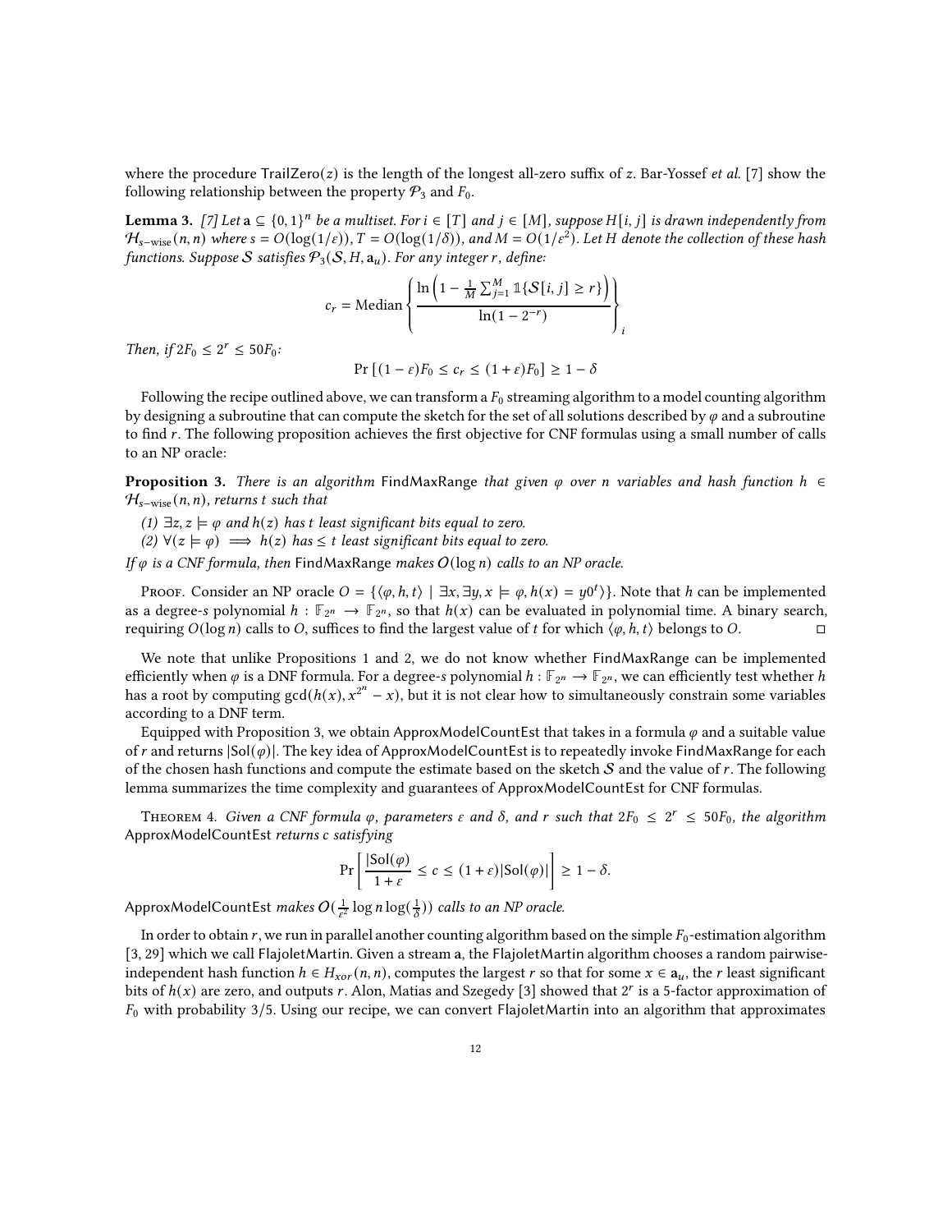where the procedure TrailZero($z$) is the length of the longest all-zero suffix of $z$. Bar-Yossef *et al.* [7] show the following relationship between the property $\mathcal{P}_3$ and $F_0$.

**Lemma 3.** *[7] Let $\mathbf{a} \subseteq \{0,1\}^n$ be a multiset. For $i \in [T]$ and $j \in [M]$, suppose $H[i, j]$ is drawn independently from $\mathcal{H}_{s-\text{wise}}(n, n)$ where $s = O(\log(1/\varepsilon))$, $T = O(\log(1/\delta))$, and $M = O(1/\varepsilon^2)$. Let $H$ denote the collection of these hash functions. Suppose $\mathcal{S}$ satisfies $\mathcal{P}_3(\mathcal{S}, H, \mathbf{a}_u)$. For any integer $r$, define:*

$$c_r = \text{Median}\left\{ \frac{\ln\left(1 - \frac{1}{M}\sum_{j=1}^{M} \mathbb{1}\{\mathcal{S}[i,j] \geq r\}\right)}{\ln(1 - 2^{-r})} \right\}_i$$

*Then, if $2F_0 \leq 2^r \leq 50F_0$:*

$$\Pr\left[(1-\varepsilon)F_0 \leq c_r \leq (1+\varepsilon)F_0\right] \geq 1 - \delta$$

Following the recipe outlined above, we can transform a $F_0$ streaming algorithm to a model counting algorithm by designing a subroutine that can compute the sketch for the set of all solutions described by $\varphi$ and a subroutine to find $r$. The following proposition achieves the first objective for CNF formulas using a small number of calls to an NP oracle:

**Proposition 3.** *There is an algorithm* FindMaxRange *that given $\varphi$ over $n$ variables and hash function $h \in \mathcal{H}_{s-\text{wise}}(n, n)$, returns $t$ such that*

*(1) $\exists z, z \models \varphi$ and $h(z)$ has $t$ least significant bits equal to zero.*
*(2) $\forall (z \models \varphi) \implies h(z)$ has $\leq t$ least significant bits equal to zero.*

*If $\varphi$ is a CNF formula, then* FindMaxRange *makes $O(\log n)$ calls to an NP oracle.*

Proof. Consider an NP oracle $O = \{\langle \varphi, h, t\rangle \mid \exists x, \exists y, x \models \varphi, h(x) = y0^t\rangle\}$. Note that $h$ can be implemented as a degree-$s$ polynomial $h : \mathbb{F}_{2^n} \to \mathbb{F}_{2^n}$, so that $h(x)$ can be evaluated in polynomial time. A binary search, requiring $O(\log n)$ calls to $O$, suffices to find the largest value of $t$ for which $\langle \varphi, h, t\rangle$ belongs to $O$. ◻

We note that unlike Propositions 1 and 2, we do not know whether FindMaxRange can be implemented efficiently when $\varphi$ is a DNF formula. For a degree-$s$ polynomial $h : \mathbb{F}_{2^n} \to \mathbb{F}_{2^n}$, we can efficiently test whether $h$ has a root by computing $\gcd(h(x), x^{2^n} - x)$, but it is not clear how to simultaneously constrain some variables according to a DNF term.

Equipped with Proposition 3, we obtain ApproxModelCountEst that takes in a formula $\varphi$ and a suitable value of $r$ and returns $|\mathsf{Sol}(\varphi)|$. The key idea of ApproxModelCountEst is to repeatedly invoke FindMaxRange for each of the chosen hash functions and compute the estimate based on the sketch $\mathcal{S}$ and the value of $r$. The following lemma summarizes the time complexity and guarantees of ApproxModelCountEst for CNF formulas.

Theorem 4. *Given a CNF formula $\varphi$, parameters $\varepsilon$ and $\delta$, and $r$ such that $2F_0 \leq 2^r \leq 50F_0$, the algorithm* ApproxModelCountEst *returns $c$ satisfying*

$$\Pr\left[\frac{|\mathsf{Sol}(\varphi)|}{1+\varepsilon} \leq c \leq (1+\varepsilon)|\mathsf{Sol}(\varphi)|\right] \geq 1 - \delta.$$

ApproxModelCountEst *makes $O(\frac{1}{\varepsilon^2}\log n \log(\frac{1}{\delta}))$ calls to an NP oracle.*

In order to obtain $r$, we run in parallel another counting algorithm based on the simple $F_0$-estimation algorithm [3, 29] which we call FlajoletMartin. Given a stream $\mathbf{a}$, the FlajoletMartin algorithm chooses a random pairwise-independent hash function $h \in H_{xor}(n, n)$, computes the largest $r$ so that for some $x \in \mathbf{a}_u$, the $r$ least significant bits of $h(x)$ are zero, and outputs $r$. Alon, Matias and Szegedy [3] showed that $2^r$ is a 5-factor approximation of $F_0$ with probability 3/5. Using our recipe, we can convert FlajoletMartin into an algorithm that approximates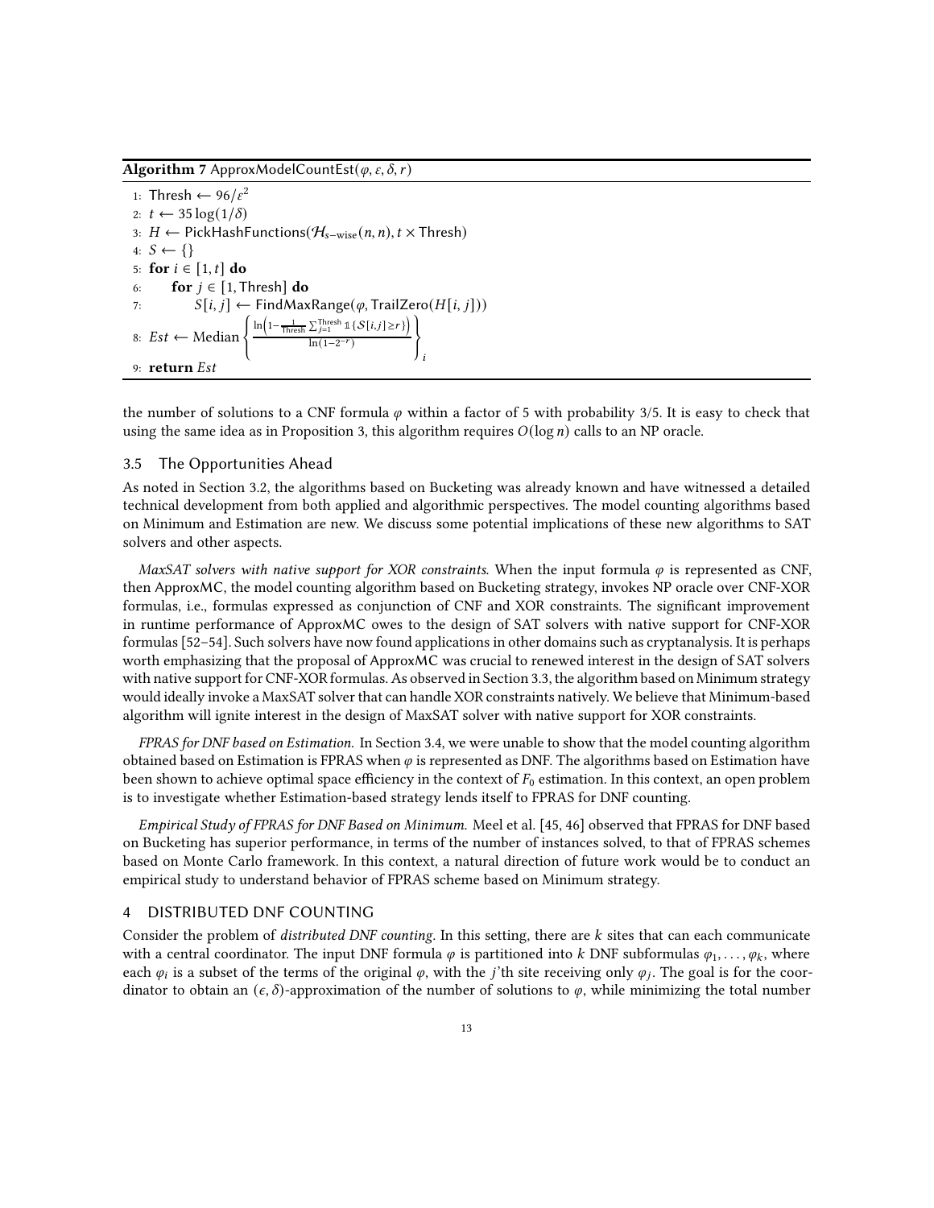**Algorithm 7** ApproxModelCountEst($\varphi, \varepsilon, \delta, r$)

```
1: Thresh ← 96/ε²
2: t ← 35 log(1/δ)
3: H ← PickHashFunctions(H_{s-wise}(n, n), t × Thresh)
4: S ← {}
5: for i ∈ [1, t] do
6:     for j ∈ [1, Thresh] do
7:         S[i, j] ← FindMaxRange(φ, TrailZero(H[i, j]))
8: Est ← Median { ln(1 − (1/Thresh) Σ_{j=1}^{Thresh} 𝟙{S[i,j] ≥ r}) / ln(1 − 2^{−r}) }_i
9: return Est
```

Line 8: $Est \leftarrow \text{Median}\left\{ \frac{\ln\left(1 - \frac{1}{\text{Thresh}} \sum_{j=1}^{\text{Thresh}} \mathbb{1}\{S[i,j] \geq r\}\right)}{\ln(1-2^{-r})} \right\}_i$

the number of solutions to a CNF formula $\varphi$ within a factor of 5 with probability 3/5. It is easy to check that using the same idea as in Proposition 3, this algorithm requires $O(\log n)$ calls to an NP oracle.

## 3.5 The Opportunities Ahead

As noted in Section 3.2, the algorithms based on Bucketing was already known and have witnessed a detailed technical development from both applied and algorithmic perspectives. The model counting algorithms based on Minimum and Estimation are new. We discuss some potential implications of these new algorithms to SAT solvers and other aspects.

*MaxSAT solvers with native support for XOR constraints.* When the input formula $\varphi$ is represented as CNF, then ApproxMC, the model counting algorithm based on Bucketing strategy, invokes NP oracle over CNF-XOR formulas, i.e., formulas expressed as conjunction of CNF and XOR constraints. The significant improvement in runtime performance of ApproxMC owes to the design of SAT solvers with native support for CNF-XOR formulas [52–54]. Such solvers have now found applications in other domains such as cryptanalysis. It is perhaps worth emphasizing that the proposal of ApproxMC was crucial to renewed interest in the design of SAT solvers with native support for CNF-XOR formulas. As observed in Section 3.3, the algorithm based on Minimum strategy would ideally invoke a MaxSAT solver that can handle XOR constraints natively. We believe that Minimum-based algorithm will ignite interest in the design of MaxSAT solver with native support for XOR constraints.

*FPRAS for DNF based on Estimation.* In Section 3.4, we were unable to show that the model counting algorithm obtained based on Estimation is FPRAS when $\varphi$ is represented as DNF. The algorithms based on Estimation have been shown to achieve optimal space efficiency in the context of $F_0$ estimation. In this context, an open problem is to investigate whether Estimation-based strategy lends itself to FPRAS for DNF counting.

*Empirical Study of FPRAS for DNF Based on Minimum.* Meel et al. [45, 46] observed that FPRAS for DNF based on Bucketing has superior performance, in terms of the number of instances solved, to that of FPRAS schemes based on Monte Carlo framework. In this context, a natural direction of future work would be to conduct an empirical study to understand behavior of FPRAS scheme based on Minimum strategy.

# 4 DISTRIBUTED DNF COUNTING

Consider the problem of *distributed DNF counting*. In this setting, there are $k$ sites that can each communicate with a central coordinator. The input DNF formula $\varphi$ is partitioned into $k$ DNF subformulas $\varphi_1, \ldots, \varphi_k$, where each $\varphi_i$ is a subset of the terms of the original $\varphi$, with the $j$'th site receiving only $\varphi_j$. The goal is for the coordinator to obtain an $(\epsilon, \delta)$-approximation of the number of solutions to $\varphi$, while minimizing the total number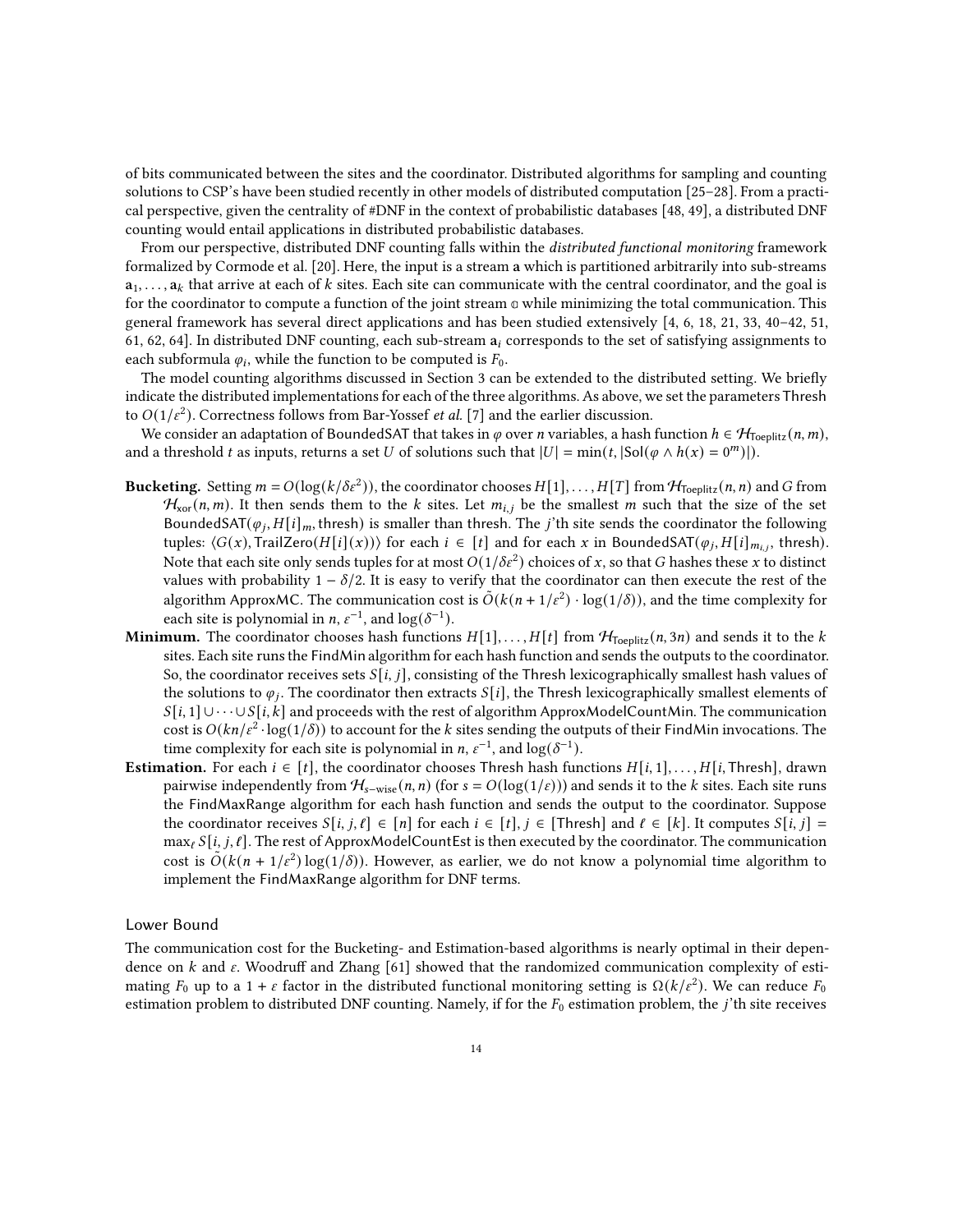of bits communicated between the sites and the coordinator. Distributed algorithms for sampling and counting solutions to CSP's have been studied recently in other models of distributed computation [25–28]. From a practical perspective, given the centrality of #DNF in the context of probabilistic databases [48, 49], a distributed DNF counting would entail applications in distributed probabilistic databases.

From our perspective, distributed DNF counting falls within the *distributed functional monitoring* framework formalized by Cormode et al. [20]. Here, the input is a stream $\mathbf{a}$ which is partitioned arbitrarily into sub-streams $\mathbf{a}_1, \ldots, \mathbf{a}_k$ that arrive at each of $k$ sites. Each site can communicate with the central coordinator, and the goal is for the coordinator to compute a function of the joint stream $\mathbb{a}$ while minimizing the total communication. This general framework has several direct applications and has been studied extensively [4, 6, 18, 21, 33, 40–42, 51, 61, 62, 64]. In distributed DNF counting, each sub-stream $\mathbf{a}_i$ corresponds to the set of satisfying assignments to each subformula $\varphi_i$, while the function to be computed is $F_0$.

The model counting algorithms discussed in Section 3 can be extended to the distributed setting. We briefly indicate the distributed implementations for each of the three algorithms. As above, we set the parameters Thresh to $O(1/\varepsilon^2)$. Correctness follows from Bar-Yossef *et al.* [7] and the earlier discussion.

We consider an adaptation of BoundedSAT that takes in $\varphi$ over $n$ variables, a hash function $h \in \mathcal{H}_{\mathsf{Toeplitz}}(n, m)$, and a threshold $t$ as inputs, returns a set $U$ of solutions such that $|U| = \min(t, |\mathsf{Sol}(\varphi \wedge h(x) = 0^m)|)$.

- **Bucketing.** Setting $m = O(\log(k/\delta\varepsilon^2))$, the coordinator chooses $H[1], \ldots, H[T]$ from $\mathcal{H}_{\mathsf{Toeplitz}}(n, n)$ and $G$ from $\mathcal{H}_{\mathsf{xor}}(n, m)$. It then sends them to the $k$ sites. Let $m_{i,j}$ be the smallest $m$ such that the size of the set $\mathsf{BoundedSAT}(\varphi_j, H[i]_m, \mathsf{thresh})$ is smaller than thresh. The $j$'th site sends the coordinator the following tuples: $\langle G(x), \mathsf{TrailZero}(H[i](x))\rangle$ for each $i \in [t]$ and for each $x$ in $\mathsf{BoundedSAT}(\varphi_j, H[i]_{m_{i,j}}, \mathsf{thresh})$. Note that each site only sends tuples for at most $O(1/\delta\varepsilon^2)$ choices of $x$, so that $G$ hashes these $x$ to distinct values with probability $1 - \delta/2$. It is easy to verify that the coordinator can then execute the rest of the algorithm ApproxMC. The communication cost is $\tilde{O}(k(n + 1/\varepsilon^2) \cdot \log(1/\delta))$, and the time complexity for each site is polynomial in $n$, $\varepsilon^{-1}$, and $\log(\delta^{-1})$.
- **Minimum.** The coordinator chooses hash functions $H[1], \ldots, H[t]$ from $\mathcal{H}_{\mathsf{Toeplitz}}(n, 3n)$ and sends it to the $k$ sites. Each site runs the FindMin algorithm for each hash function and sends the outputs to the coordinator. So, the coordinator receives sets $S[i, j]$, consisting of the Thresh lexicographically smallest hash values of the solutions to $\varphi_j$. The coordinator then extracts $S[i]$, the Thresh lexicographically smallest elements of $S[i, 1] \cup \cdots \cup S[i, k]$ and proceeds with the rest of algorithm ApproxModelCountMin. The communication cost is $O(kn/\varepsilon^2 \cdot \log(1/\delta))$ to account for the $k$ sites sending the outputs of their FindMin invocations. The time complexity for each site is polynomial in $n$, $\varepsilon^{-1}$, and $\log(\delta^{-1})$.
- **Estimation.** For each $i \in [t]$, the coordinator chooses Thresh hash functions $H[i, 1], \ldots, H[i, \mathsf{Thresh}]$, drawn pairwise independently from $\mathcal{H}_{s-\mathrm{wise}}(n, n)$ (for $s = O(\log(1/\varepsilon))$) and sends it to the $k$ sites. Each site runs the FindMaxRange algorithm for each hash function and sends the output to the coordinator. Suppose the coordinator receives $S[i, j, \ell] \in [n]$ for each $i \in [t]$, $j \in [\mathsf{Thresh}]$ and $\ell \in [k]$. It computes $S[i, j] = \max_\ell S[i, j, \ell]$. The rest of ApproxModelCountEst is then executed by the coordinator. The communication cost is $\tilde{O}(k(n + 1/\varepsilon^2)\log(1/\delta))$. However, as earlier, we do not know a polynomial time algorithm to implement the FindMaxRange algorithm for DNF terms.

## Lower Bound

The communication cost for the Bucketing- and Estimation-based algorithms is nearly optimal in their dependence on $k$ and $\varepsilon$. Woodruff and Zhang [61] showed that the randomized communication complexity of estimating $F_0$ up to a $1 + \varepsilon$ factor in the distributed functional monitoring setting is $\Omega(k/\varepsilon^2)$. We can reduce $F_0$ estimation problem to distributed DNF counting. Namely, if for the $F_0$ estimation problem, the $j$'th site receives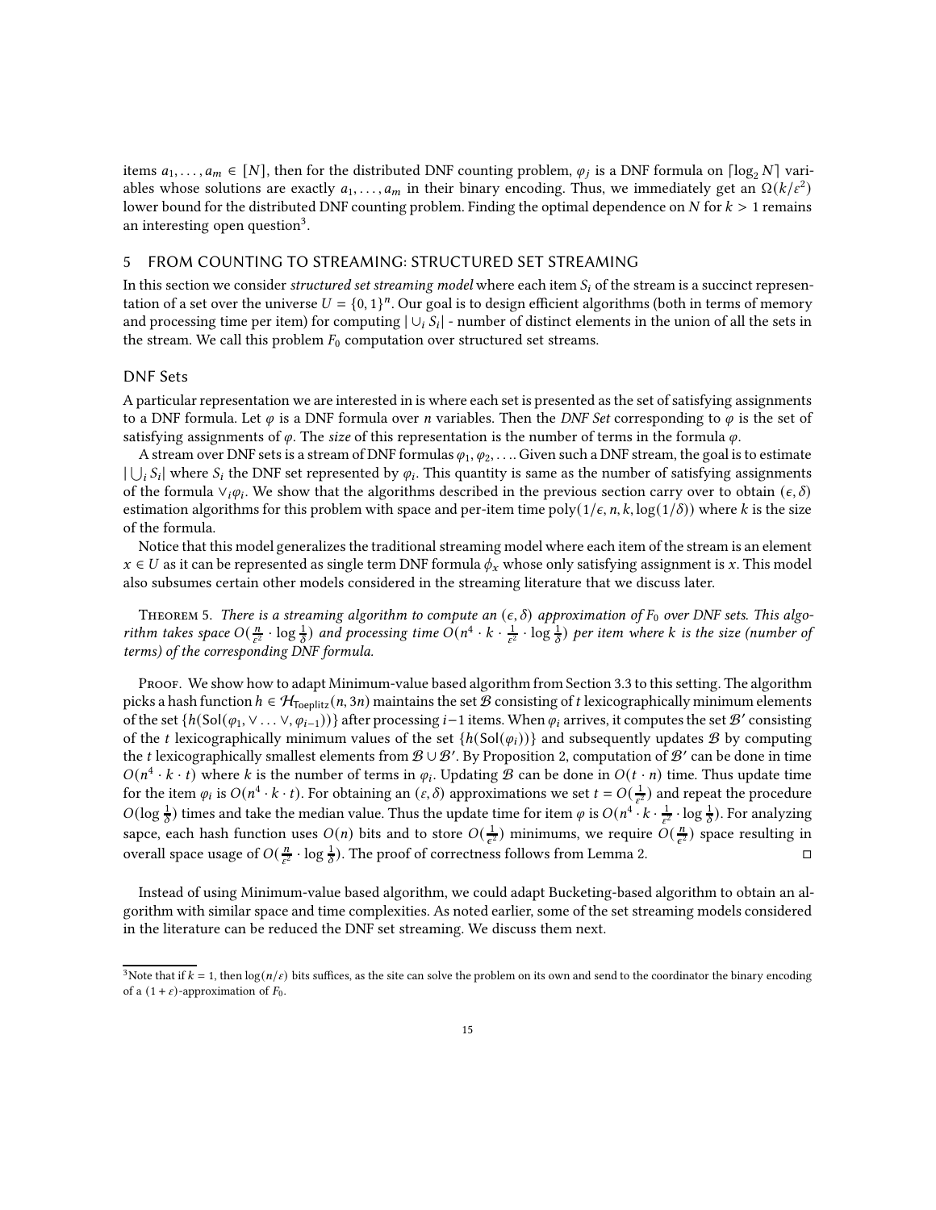items $a_1, \ldots, a_m \in [N]$, then for the distributed DNF counting problem, $\varphi_j$ is a DNF formula on $\lceil \log_2 N \rceil$ variables whose solutions are exactly $a_1, \ldots, a_m$ in their binary encoding. Thus, we immediately get an $\Omega(k/\varepsilon^2)$ lower bound for the distributed DNF counting problem. Finding the optimal dependence on $N$ for $k > 1$ remains an interesting open question[3].

## 5 FROM COUNTING TO STREAMING: STRUCTURED SET STREAMING

In this section we consider *structured set streaming model* where each item $S_i$ of the stream is a succinct representation of a set over the universe $U = \{0, 1\}^n$. Our goal is to design efficient algorithms (both in terms of memory and processing time per item) for computing $|\cup_i S_i|$ - number of distinct elements in the union of all the sets in the stream. We call this problem $F_0$ computation over structured set streams.

### DNF Sets

A particular representation we are interested in is where each set is presented as the set of satisfying assignments to a DNF formula. Let $\varphi$ is a DNF formula over $n$ variables. Then the *DNF Set* corresponding to $\varphi$ is the set of satisfying assignments of $\varphi$. The *size* of this representation is the number of terms in the formula $\varphi$.

A stream over DNF sets is a stream of DNF formulas $\varphi_1, \varphi_2, \ldots$. Given such a DNF stream, the goal is to estimate $|\bigcup_i S_i|$ where $S_i$ the DNF set represented by $\varphi_i$. This quantity is same as the number of satisfying assignments of the formula $\vee_i \varphi_i$. We show that the algorithms described in the previous section carry over to obtain $(\epsilon, \delta)$ estimation algorithms for this problem with space and per-item time $\text{poly}(1/\epsilon, n, k, \log(1/\delta))$ where $k$ is the size of the formula.

Notice that this model generalizes the traditional streaming model where each item of the stream is an element $x \in U$ as it can be represented as single term DNF formula $\phi_x$ whose only satisfying assignment is $x$. This model also subsumes certain other models considered in the streaming literature that we discuss later.

Theorem 5. *There is a streaming algorithm to compute an $(\epsilon, \delta)$ approximation of $F_0$ over DNF sets. This algorithm takes space $O(\frac{n}{\epsilon^2} \cdot \log \frac{1}{\delta})$ and processing time $O(n^4 \cdot k \cdot \frac{1}{\epsilon^2} \cdot \log \frac{1}{\delta})$ per item where $k$ is the size (number of terms) of the corresponding DNF formula.*

Proof. We show how to adapt Minimum-value based algorithm from Section 3.3 to this setting. The algorithm picks a hash function $h \in \mathcal{H}_{\text{Toeplitz}}(n, 3n)$ maintains the set $\mathcal{B}$ consisting of $t$ lexicographically minimum elements of the set $\{h(\text{Sol}(\varphi_1, \vee \ldots \vee, \varphi_{i-1}))\}$ after processing $i-1$ items. When $\varphi_i$ arrives, it computes the set $\mathcal{B}'$ consisting of the $t$ lexicographically minimum values of the set $\{h(\text{Sol}(\varphi_i))\}$ and subsequently updates $\mathcal{B}$ by computing the $t$ lexicographically smallest elements from $\mathcal{B} \cup \mathcal{B}'$. By Proposition 2, computation of $\mathcal{B}'$ can be done in time $O(n^4 \cdot k \cdot t)$ where $k$ is the number of terms in $\varphi_i$. Updating $\mathcal{B}$ can be done in $O(t \cdot n)$ time. Thus update time for the item $\varphi_i$ is $O(n^4 \cdot k \cdot t)$. For obtaining an $(\varepsilon, \delta)$ approximations we set $t = O(\frac{1}{\varepsilon^2})$ and repeat the procedure $O(\log \frac{1}{\delta})$ times and take the median value. Thus the update time for item $\varphi$ is $O(n^4 \cdot k \cdot \frac{1}{\varepsilon^2} \cdot \log \frac{1}{\delta})$. For analyzing sapce, each hash function uses $O(n)$ bits and to store $O(\frac{1}{\varepsilon^2})$ minimums, we require $O(\frac{n}{\varepsilon^2})$ space resulting in overall space usage of $O(\frac{n}{\varepsilon^2} \cdot \log \frac{1}{\delta})$. The proof of correctness follows from Lemma 2. □

Instead of using Minimum-value based algorithm, we could adapt Bucketing-based algorithm to obtain an algorithm with similar space and time complexities. As noted earlier, some of the set streaming models considered in the literature can be reduced the DNF set streaming. We discuss them next.

[3] Note that if $k = 1$, then $\log(n/\varepsilon)$ bits suffices, as the site can solve the problem on its own and send to the coordinator the binary encoding of a $(1 + \varepsilon)$-approximation of $F_0$.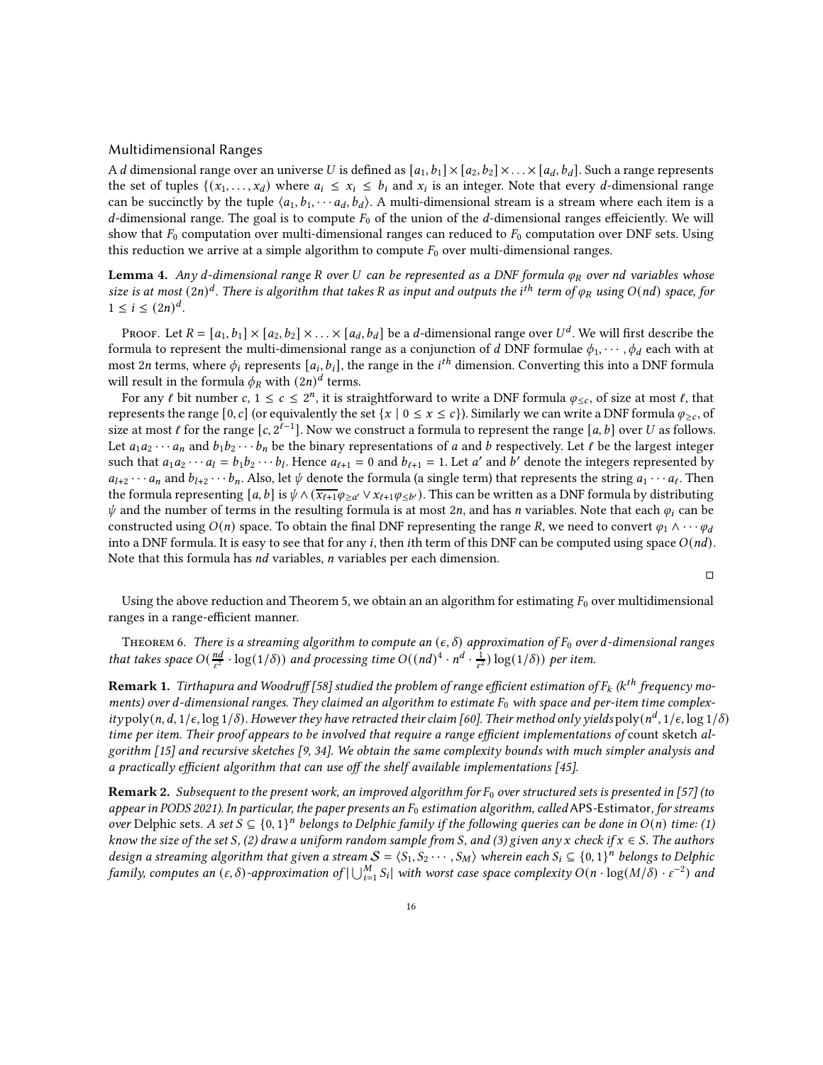### Multidimensional Ranges

A $d$ dimensional range over an universe $U$ is defined as $[a_1, b_1] \times [a_2, b_2] \times \ldots \times [a_d, b_d]$. Such a range represents the set of tuples $\{(x_1, \ldots, x_d)$ where $a_i \leq x_i \leq b_i$ and $x_i$ is an integer. Note that every $d$-dimensional range can be succinctly by the tuple $\langle a_1, b_1, \cdots a_d, b_d \rangle$. A multi-dimensional stream is a stream where each item is a $d$-dimensional range. The goal is to compute $F_0$ of the union of the $d$-dimensional ranges effeiciently. We will show that $F_0$ computation over multi-dimensional ranges can reduced to $F_0$ computation over DNF sets. Using this reduction we arrive at a simple algorithm to compute $F_0$ over multi-dimensional ranges.

**Lemma 4.** *Any $d$-dimensional range $R$ over $U$ can be represented as a DNF formula $\varphi_R$ over $nd$ variables whose size is at most $(2n)^d$. There is algorithm that takes $R$ as input and outputs the $i^{th}$ term of $\varphi_R$ using $O(nd)$ space, for $1 \leq i \leq (2n)^d$.*

Proof. Let $R = [a_1, b_1] \times [a_2, b_2] \times \ldots \times [a_d, b_d]$ be a $d$-dimensional range over $U^d$. We will first describe the formula to represent the multi-dimensional range as a conjunction of $d$ DNF formulae $\phi_1, \cdots, \phi_d$ each with at most $2n$ terms, where $\phi_i$ represents $[a_i, b_i]$, the range in the $i^{th}$ dimension. Converting this into a DNF formula will result in the formula $\phi_R$ with $(2n)^d$ terms.

For any $\ell$ bit number $c$, $1 \leq c \leq 2^n$, it is straightforward to write a DNF formula $\varphi_{\leq c}$, of size at most $\ell$, that represents the range $[0, c]$ (or equivalently the set $\{x \mid 0 \leq x \leq c\}$). Similarly we can write a DNF formula $\varphi_{\geq c}$, of size at most $\ell$ for the range $[c, 2^{\ell-1}]$. Now we construct a formula to represent the range $[a, b]$ over $U$ as follows. Let $a_1 a_2 \cdots a_n$ and $b_1 b_2 \cdots b_n$ be the binary representations of $a$ and $b$ respectively. Let $\ell$ be the largest integer such that $a_1 a_2 \cdots a_l = b_1 b_2 \cdots b_l$. Hence $a_{\ell+1} = 0$ and $b_{\ell+1} = 1$. Let $a'$ and $b'$ denote the integers represented by $a_{l+2} \cdots a_n$ and $b_{l+2} \cdots b_n$. Also, let $\psi$ denote the formula (a single term) that represents the string $a_1 \cdots a_\ell$. Then the formula representing $[a, b]$ is $\psi \wedge (\overline{x_{\ell+1}} \varphi_{\geq a'} \vee x_{\ell+1} \varphi_{\leq b'})$. This can be written as a DNF formula by distributing $\psi$ and the number of terms in the resulting formula is at most $2n$, and has $n$ variables. Note that each $\varphi_i$ can be constructed using $O(n)$ space. To obtain the final DNF representing the range $R$, we need to convert $\varphi_1 \wedge \cdots \varphi_d$ into a DNF formula. It is easy to see that for any $i$, then $i$th term of this DNF can be computed using space $O(nd)$. Note that this formula has $nd$ variables, $n$ variables per each dimension.

□

Using the above reduction and Theorem 5, we obtain an an algorithm for estimating $F_0$ over multidimensional ranges in a range-efficient manner.

Theorem 6. *There is a streaming algorithm to compute an $(\epsilon, \delta)$ approximation of $F_0$ over $d$-dimensional ranges that takes space $O(\frac{nd}{\epsilon^2} \cdot \log(1/\delta))$ and processing time $O((nd)^4 \cdot n^d \cdot \frac{1}{\epsilon^2}) \log(1/\delta))$ per item.*

**Remark 1.** *Tirthapura and Woodruff [58] studied the problem of range efficient estimation of $F_k$ ($k^{th}$ frequency moments) over $d$-dimensional ranges. They claimed an algorithm to estimate $F_0$ with space and per-item time complexity $\text{poly}(n, d, 1/\epsilon, \log 1/\delta)$. However they have retracted their claim [60]. Their method only yields $\text{poly}(n^d, 1/\epsilon, \log 1/\delta)$ time per item. Their proof appears to be involved that require a range efficient implementations of* count sketch *algorithm [15] and recursive sketches [9, 34]. We obtain the same complexity bounds with much simpler analysis and a practically efficient algorithm that can use off the shelf available implementations [45].*

**Remark 2.** *Subsequent to the present work, an improved algorithm for $F_0$ over structured sets is presented in [57] (to appear in PODS 2021). In particular, the paper presents an $F_0$ estimation algorithm, called* APS-Estimator*, for streams over* Delphic *sets. A set $S \subseteq \{0, 1\}^n$ belongs to Delphic family if the following queries can be done in $O(n)$ time: (1) know the size of the set $S$, (2) draw a uniform random sample from $S$, and (3) given any $x$ check if $x \in S$. The authors design a streaming algorithm that given a stream $\mathcal{S} = \langle S_1, S_2 \cdots, S_M \rangle$ wherein each $S_i \subseteq \{0, 1\}^n$ belongs to Delphic family, computes an $(\varepsilon, \delta)$-approximation of $|\bigcup_{i=1}^{M} S_i|$ with worst case space complexity $O(n \cdot \log(M/\delta) \cdot \varepsilon^{-2})$ and*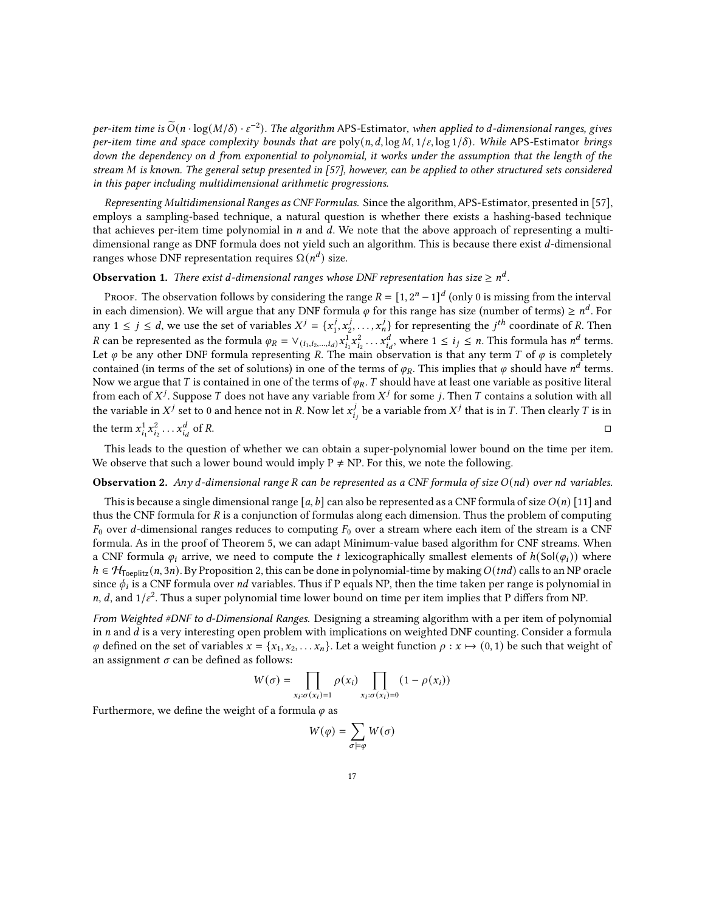*per-item time is $\widetilde{O}(n \cdot \log(M/\delta) \cdot \varepsilon^{-2})$. The algorithm* APS-Estimator*, when applied to $d$-dimensional ranges, gives per-item time and space complexity bounds that are* $\text{poly}(n, d, \log M, 1/\varepsilon, \log 1/\delta)$. *While* APS-Estimator *brings down the dependency on $d$ from exponential to polynomial, it works under the assumption that the length of the stream $M$ is known. The general setup presented in [57], however, can be applied to other structured sets considered in this paper including multidimensional arithmetic progressions.*

*Representing Multidimensional Ranges as CNF Formulas.* Since the algorithm, APS-Estimator, presented in [57], employs a sampling-based technique, a natural question is whether there exists a hashing-based technique that achieves per-item time polynomial in $n$ and $d$. We note that the above approach of representing a multi-dimensional range as DNF formula does not yield such an algorithm. This is because there exist $d$-dimensional ranges whose DNF representation requires $\Omega(n^d)$ size.

**Observation 1.** *There exist $d$-dimensional ranges whose DNF representation has size $\geq n^d$.*

Proof. The observation follows by considering the range $R = [1, 2^n - 1]^d$ (only 0 is missing from the interval in each dimension). We will argue that any DNF formula $\varphi$ for this range has size (number of terms) $\geq n^d$. For any $1 \leq j \leq d$, we use the set of variables $X^j = \{x^j_1, x^j_2, \ldots, x^j_n\}$ for representing the $j^{th}$ coordinate of $R$. Then $R$ can be represented as the formula $\varphi_R = \vee_{(i_1, i_2, \ldots, i_d)} x^1_{i_1} x^2_{i_2} \ldots x^d_{i_d}$, where $1 \leq i_j \leq n$. This formula has $n^d$ terms. Let $\varphi$ be any other DNF formula representing $R$. The main observation is that any term $T$ of $\varphi$ is completely contained (in terms of the set of solutions) in one of the terms of $\varphi_R$. This implies that $\varphi$ should have $n^d$ terms. Now we argue that $T$ is contained in one of the terms of $\varphi_R$. $T$ should have at least one variable as positive literal from each of $X^j$. Suppose $T$ does not have any variable from $X^j$ for some $j$. Then $T$ contains a solution with all the variable in $X^j$ set to 0 and hence not in $R$. Now let $x^j_{i_j}$ be a variable from $X^j$ that is in $T$. Then clearly $T$ is in the term $x^1_{i_1} x^2_{i_2} \ldots x^d_{i_d}$ of $R$. ◻

This leads to the question of whether we can obtain a super-polynomial lower bound on the time per item. We observe that such a lower bound would imply P $\neq$ NP. For this, we note the following.

**Observation 2.** *Any $d$-dimensional range $R$ can be represented as a CNF formula of size $O(nd)$ over $nd$ variables.*

This is because a single dimensional range $[a, b]$ can also be represented as a CNF formula of size $O(n)$ [11] and thus the CNF formula for $R$ is a conjunction of formulas along each dimension. Thus the problem of computing $F_0$ over $d$-dimensional ranges reduces to computing $F_0$ over a stream where each item of the stream is a CNF formula. As in the proof of Theorem 5, we can adapt Minimum-value based algorithm for CNF streams. When a CNF formula $\varphi_i$ arrive, we need to compute the $t$ lexicographically smallest elements of $h(\text{Sol}(\varphi_i))$ where $h \in \mathcal{H}_{\text{Toeplitz}}(n, 3n)$. By Proposition 2, this can be done in polynomial-time by making $O(tnd)$ calls to an NP oracle since $\phi_i$ is a CNF formula over $nd$ variables. Thus if P equals NP, then the time taken per range is polynomial in $n$, $d$, and $1/\varepsilon^2$. Thus a super polynomial time lower bound on time per item implies that P differs from NP.

*From Weighted #DNF to d-Dimensional Ranges.* Designing a streaming algorithm with a per item of polynomial in $n$ and $d$ is a very interesting open problem with implications on weighted DNF counting. Consider a formula $\varphi$ defined on the set of variables $x = \{x_1, x_2, \ldots x_n\}$. Let a weight function $\rho : x \mapsto (0, 1)$ be such that weight of an assignment $\sigma$ can be defined as follows:

$$W(\sigma) = \prod_{x_i : \sigma(x_i) = 1} \rho(x_i) \prod_{x_i : \sigma(x_i) = 0} (1 - \rho(x_i))$$

Furthermore, we define the weight of a formula $\varphi$ as

$$W(\varphi) = \sum_{\sigma \models \varphi} W(\sigma)$$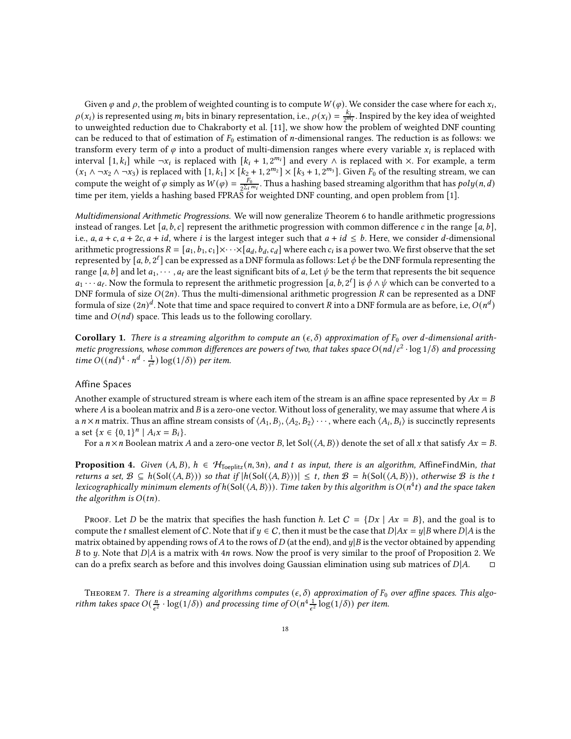Given $\varphi$ and $\rho$, the problem of weighted counting is to compute $W(\varphi)$. We consider the case where for each $x_i$, $\rho(x_i)$ is represented using $m_i$ bits in binary representation, i.e., $\rho(x_i) = \frac{k_i}{2^{m_i}}$. Inspired by the key idea of weighted to unweighted reduction due to Chakraborty et al. [11], we show how the problem of weighted DNF counting can be reduced to that of estimation of $F_0$ estimation of $n$-dimensional ranges. The reduction is as follows: we transform every term of $\varphi$ into a product of multi-dimension ranges where every variable $x_i$ is replaced with interval $[1, k_i]$ while $\neg x_i$ is replaced with $[k_i + 1, 2^{m_i}]$ and every $\wedge$ is replaced with $\times$. For example, a term $(x_1 \wedge \neg x_2 \wedge \neg x_3)$ is replaced with $[1, k_1] \times [k_2 + 1, 2^{m_2}] \times [k_3 + 1, 2^{m_3}]$. Given $F_0$ of the resulting stream, we can compute the weight of $\varphi$ simply as $W(\varphi) = \frac{F_0}{2^{\sum_i m_i}}$. Thus a hashing based streaming algorithm that has $poly(n, d)$ time per item, yields a hashing based FPRAS for weighted DNF counting, and open problem from [1].

*Multidimensional Arithmetic Progressions.* We will now generalize Theorem 6 to handle arithmetic progressions instead of ranges. Let $[a, b, c]$ represent the arithmetic progression with common difference $c$ in the range $[a, b]$, i.e., $a, a + c, a + 2c, a + id$, where $i$ is the largest integer such that $a + id \leq b$. Here, we consider $d$-dimensional arithmetic progressions $R = [a_1, b_1, c_1] \times \cdots \times [a_d, b_d, c_d]$ where each $c_i$ is a power two. We first observe that the set represented by $[a, b, 2^\ell]$ can be expressed as a DNF formula as follows: Let $\phi$ be the DNF formula representing the range $[a, b]$ and let $a_1, \cdots, a_\ell$ are the least significant bits of $a$, Let $\psi$ be the term that represents the bit sequence $a_1 \cdots a_\ell$. Now the formula to represent the arithmetic progression $[a, b, 2^\ell]$ is $\phi \wedge \psi$ which can be converted to a DNF formula of size $O(2n)$. Thus the multi-dimensional arithmetic progression $R$ can be represented as a DNF formula of size $(2n)^d$. Note that time and space required to convert $R$ into a DNF formula are as before, i.e, $O(n^d)$ time and $O(nd)$ space. This leads us to the following corollary.

**Corollary 1.** *There is a streaming algorithm to compute an $(\epsilon, \delta)$ approximation of $F_0$ over $d$-dimensional arithmetic progressions, whose common differences are powers of two, that takes space $O(nd/\varepsilon^2 \cdot \log 1/\delta)$ and processing time $O((nd)^4 \cdot n^d \cdot \frac{1}{\epsilon^2}) \log(1/\delta))$ per item.*

## Affine Spaces

Another example of structured stream is where each item of the stream is an affine space represented by $Ax = B$ where $A$ is a boolean matrix and $B$ is a zero-one vector. Without loss of generality, we may assume that where $A$ is a $n \times n$ matrix. Thus an affine stream consists of $\langle A_1, B_\rangle, \langle A_2, B_2 \rangle \cdots$, where each $\langle A_i, B_i \rangle$ is succinctly represents a set $\{x \in \{0, 1\}^n \mid A_i x = B_i\}$.

For a $n \times n$ Boolean matrix $A$ and a zero-one vector $B$, let $\mathsf{Sol}(\langle A, B \rangle)$ denote the set of all $x$ that satisfy $Ax = B$.

**Proposition 4.** *Given $(A, B)$, $h \in \mathcal{H}_{\mathsf{Toeplitz}}(n, 3n)$, and $t$ as input, there is an algorithm,* AffineFindMin*, that returns a set, $\mathcal{B} \subseteq h(\mathsf{Sol}(\langle A, B \rangle))$ so that if $|h(\mathsf{Sol}(\langle A, B \rangle))| \leq t$, then $\mathcal{B} = h(\mathsf{Sol}(\langle A, B \rangle))$, otherwise $\mathcal{B}$ is the $t$ lexicographically minimum elements of $h(\mathsf{Sol}(\langle A, B \rangle))$. Time taken by this algorithm is $O(n^4 t)$ and the space taken the algorithm is $O(tn)$.*

Proof. Let $D$ be the matrix that specifies the hash function $h$. Let $C = \{Dx \mid Ax = B\}$, and the goal is to compute the $t$ smallest element of $C$. Note that if $y \in C$, then it must be the case that $D|Ax = y|B$ where $D|A$ is the matrix obtained by appending rows of $A$ to the rows of $D$ (at the end), and $y|B$ is the vector obtained by appending $B$ to $y$. Note that $D|A$ is a matrix with $4n$ rows. Now the proof is very similar to the proof of Proposition 2. We can do a prefix search as before and this involves doing Gaussian elimination using sub matrices of $D|A$. ◻

Theorem 7. *There is a streaming algorithms computes $(\epsilon, \delta)$ approximation of $F_0$ over affine spaces. This algorithm takes space $O(\frac{n}{\epsilon^2} \cdot \log(1/\delta))$ and processing time of $O(n^4 \frac{1}{\epsilon^2} \log(1/\delta))$ per item.*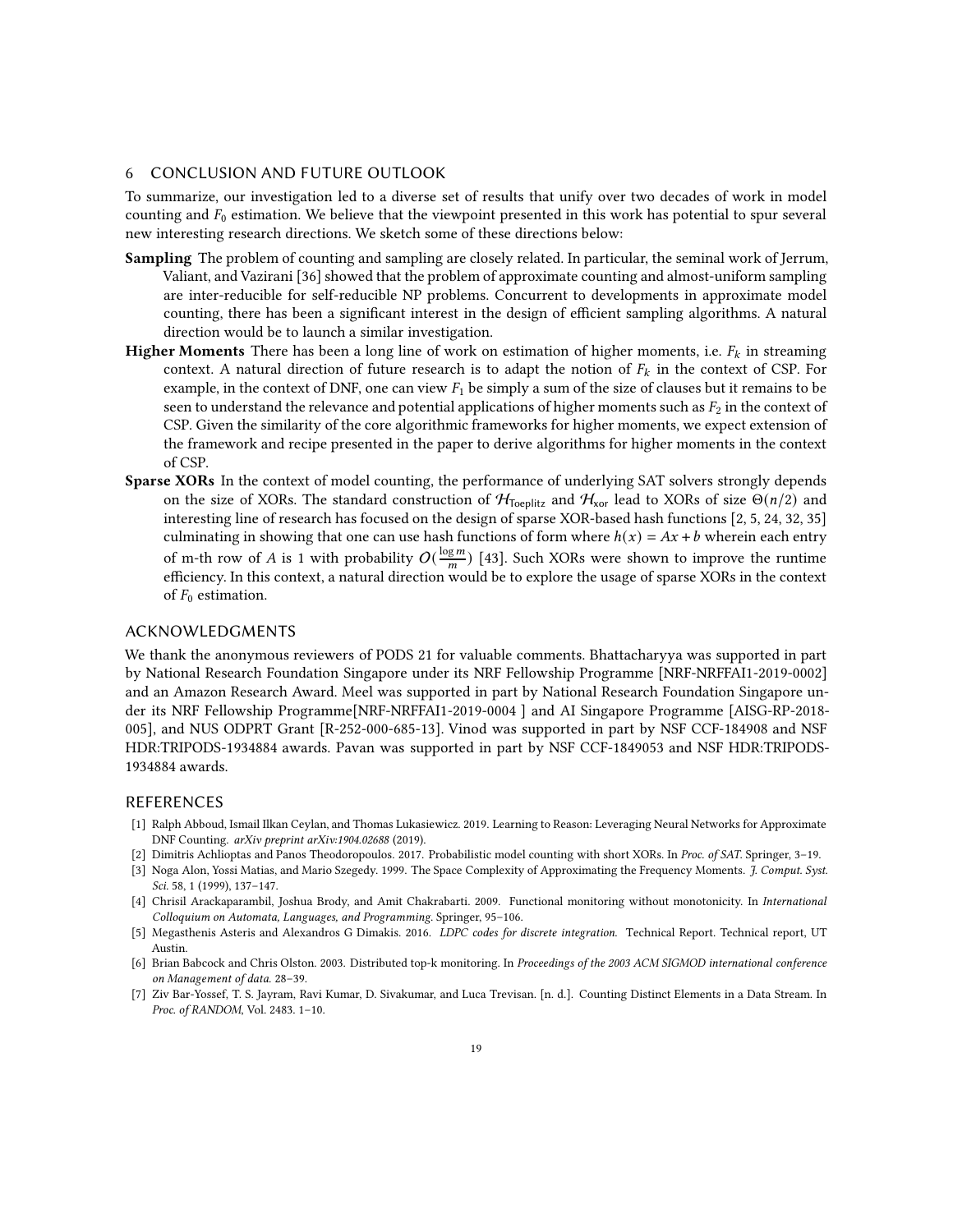## 6 CONCLUSION AND FUTURE OUTLOOK

To summarize, our investigation led to a diverse set of results that unify over two decades of work in model counting and $F_0$ estimation. We believe that the viewpoint presented in this work has potential to spur several new interesting research directions. We sketch some of these directions below:

**Sampling** The problem of counting and sampling are closely related. In particular, the seminal work of Jerrum, Valiant, and Vazirani [36] showed that the problem of approximate counting and almost-uniform sampling are inter-reducible for self-reducible NP problems. Concurrent to developments in approximate model counting, there has been a significant interest in the design of efficient sampling algorithms. A natural direction would be to launch a similar investigation.

**Higher Moments** There has been a long line of work on estimation of higher moments, i.e. $F_k$ in streaming context. A natural direction of future research is to adapt the notion of $F_k$ in the context of CSP. For example, in the context of DNF, one can view $F_1$ be simply a sum of the size of clauses but it remains to be seen to understand the relevance and potential applications of higher moments such as $F_2$ in the context of CSP. Given the similarity of the core algorithmic frameworks for higher moments, we expect extension of the framework and recipe presented in the paper to derive algorithms for higher moments in the context of CSP.

**Sparse XORs** In the context of model counting, the performance of underlying SAT solvers strongly depends on the size of XORs. The standard construction of $\mathcal{H}_{\text{Toeplitz}}$ and $\mathcal{H}_{\text{xor}}$ lead to XORs of size $\Theta(n/2)$ and interesting line of research has focused on the design of sparse XOR-based hash functions [2, 5, 24, 32, 35] culminating in showing that one can use hash functions of form where $h(x) = Ax + b$ wherein each entry of m-th row of $A$ is 1 with probability $O(\frac{\log m}{m})$ [43]. Such XORs were shown to improve the runtime efficiency. In this context, a natural direction would be to explore the usage of sparse XORs in the context of $F_0$ estimation.

## ACKNOWLEDGMENTS

We thank the anonymous reviewers of PODS 21 for valuable comments. Bhattacharyya was supported in part by National Research Foundation Singapore under its NRF Fellowship Programme [NRF-NRFFAI1-2019-0002] and an Amazon Research Award. Meel was supported in part by National Research Foundation Singapore under its NRF Fellowship Programme[NRF-NRFFAI1-2019-0004 ] and AI Singapore Programme [AISG-RP-2018-005], and NUS ODPRT Grant [R-252-000-685-13]. Vinod was supported in part by NSF CCF-184908 and NSF HDR:TRIPODS-1934884 awards. Pavan was supported in part by NSF CCF-1849053 and NSF HDR:TRIPODS-1934884 awards.

## REFERENCES

[1] Ralph Abboud, Ismail Ilkan Ceylan, and Thomas Lukasiewicz. 2019. Learning to Reason: Leveraging Neural Networks for Approximate DNF Counting. *arXiv preprint arXiv:1904.02688* (2019).

[2] Dimitris Achlioptas and Panos Theodoropoulos. 2017. Probabilistic model counting with short XORs. In *Proc. of SAT*. Springer, 3–19.

[3] Noga Alon, Yossi Matias, and Mario Szegedy. 1999. The Space Complexity of Approximating the Frequency Moments. *J. Comput. Syst. Sci.* 58, 1 (1999), 137–147.

[4] Chrisil Arackaparambil, Joshua Brody, and Amit Chakrabarti. 2009. Functional monitoring without monotonicity. In *International Colloquium on Automata, Languages, and Programming*. Springer, 95–106.

[5] Megasthenis Asteris and Alexandros G Dimakis. 2016. *LDPC codes for discrete integration.* Technical Report. Technical report, UT Austin.

[6] Brian Babcock and Chris Olston. 2003. Distributed top-k monitoring. In *Proceedings of the 2003 ACM SIGMOD international conference on Management of data*. 28–39.

[7] Ziv Bar-Yossef, T. S. Jayram, Ravi Kumar, D. Sivakumar, and Luca Trevisan. [n. d.]. Counting Distinct Elements in a Data Stream. In *Proc. of RANDOM*, Vol. 2483. 1–10.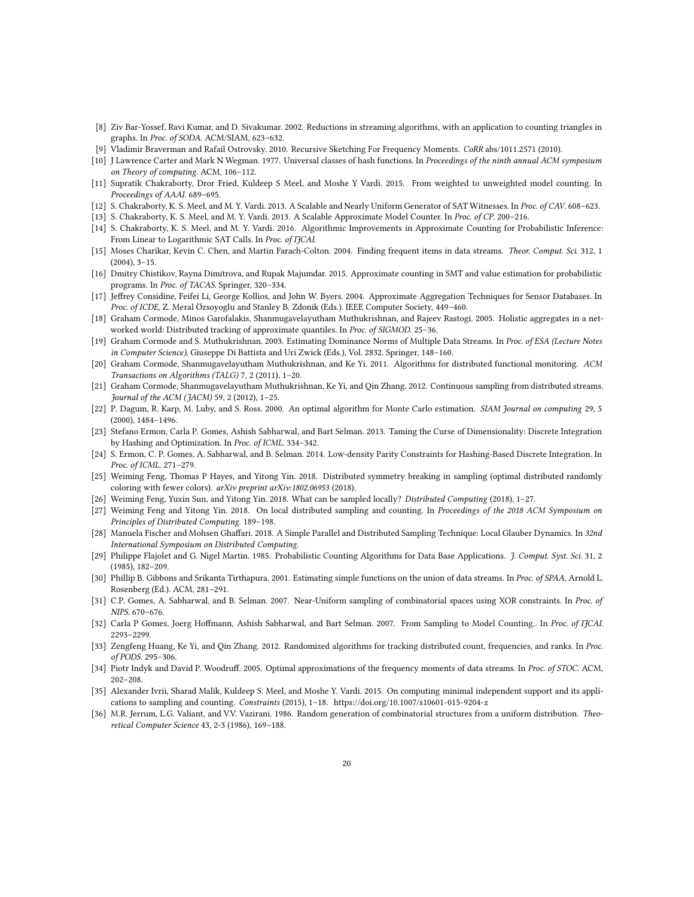[8] Ziv Bar-Yossef, Ravi Kumar, and D. Sivakumar. 2002. Reductions in streaming algorithms, with an application to counting triangles in graphs. In *Proc. of SODA*. ACM/SIAM, 623–632.

[9] Vladimir Braverman and Rafail Ostrovsky. 2010. Recursive Sketching For Frequency Moments. *CoRR* abs/1011.2571 (2010).

[10] J Lawrence Carter and Mark N Wegman. 1977. Universal classes of hash functions. In *Proceedings of the ninth annual ACM symposium on Theory of computing*. ACM, 106–112.

[11] Supratik Chakraborty, Dror Fried, Kuldeep S Meel, and Moshe Y Vardi. 2015. From weighted to unweighted model counting. In *Proceedings of AAAI*. 689–695.

[12] S. Chakraborty, K. S. Meel, and M. Y. Vardi. 2013. A Scalable and Nearly Uniform Generator of SAT Witnesses. In *Proc. of CAV*. 608–623.

[13] S. Chakraborty, K. S. Meel, and M. Y. Vardi. 2013. A Scalable Approximate Model Counter. In *Proc. of CP*. 200–216.

[14] S. Chakraborty, K. S. Meel, and M. Y. Vardi. 2016. Algorithmic Improvements in Approximate Counting for Probabilistic Inference: From Linear to Logarithmic SAT Calls. In *Proc. of IJCAI*.

[15] Moses Charikar, Kevin C. Chen, and Martin Farach-Colton. 2004. Finding frequent items in data streams. *Theor. Comput. Sci.* 312, 1 (2004), 3–15.

[16] Dmitry Chistikov, Rayna Dimitrova, and Rupak Majumdar. 2015. Approximate counting in SMT and value estimation for probabilistic programs. In *Proc. of TACAS*. Springer, 320–334.

[17] Jeffrey Considine, Feifei Li, George Kollios, and John W. Byers. 2004. Approximate Aggregation Techniques for Sensor Databases. In *Proc. of ICDE*, Z. Meral Özsoyoglu and Stanley B. Zdonik (Eds.). IEEE Computer Society, 449–460.

[18] Graham Cormode, Minos Garofalakis, Shanmugavelayutham Muthukrishnan, and Rajeev Rastogi. 2005. Holistic aggregates in a networked world: Distributed tracking of approximate quantiles. In *Proc. of SIGMOD*. 25–36.

[19] Graham Cormode and S. Muthukrishnan. 2003. Estimating Dominance Norms of Multiple Data Streams. In *Proc. of ESA (Lecture Notes in Computer Science)*, Giuseppe Di Battista and Uri Zwick (Eds.), Vol. 2832. Springer, 148–160.

[20] Graham Cormode, Shanmugavelayutham Muthukrishnan, and Ke Yi. 2011. Algorithms for distributed functional monitoring. *ACM Transactions on Algorithms (TALG)* 7, 2 (2011), 1–20.

[21] Graham Cormode, Shanmugavelayutham Muthukrishnan, Ke Yi, and Qin Zhang. 2012. Continuous sampling from distributed streams. *Journal of the ACM (JACM)* 59, 2 (2012), 1–25.

[22] P. Dagum, R. Karp, M. Luby, and S. Ross. 2000. An optimal algorithm for Monte Carlo estimation. *SIAM Journal on computing* 29, 5 (2000), 1484–1496.

[23] Stefano Ermon, Carla P. Gomes, Ashish Sabharwal, and Bart Selman. 2013. Taming the Curse of Dimensionality: Discrete Integration by Hashing and Optimization. In *Proc. of ICML*. 334–342.

[24] S. Ermon, C. P. Gomes, A. Sabharwal, and B. Selman. 2014. Low-density Parity Constraints for Hashing-Based Discrete Integration. In *Proc. of ICML*. 271–279.

[25] Weiming Feng, Thomas P Hayes, and Yitong Yin. 2018. Distributed symmetry breaking in sampling (optimal distributed randomly coloring with fewer colors). *arXiv preprint arXiv:1802.06953* (2018).

[26] Weiming Feng, Yuxin Sun, and Yitong Yin. 2018. What can be sampled locally? *Distributed Computing* (2018), 1–27.

[27] Weiming Feng and Yitong Yin. 2018. On local distributed sampling and counting. In *Proceedings of the 2018 ACM Symposium on Principles of Distributed Computing*. 189–198.

[28] Manuela Fischer and Mohsen Ghaffari. 2018. A Simple Parallel and Distributed Sampling Technique: Local Glauber Dynamics. In *32nd International Symposium on Distributed Computing*.

[29] Philippe Flajolet and G. Nigel Martin. 1985. Probabilistic Counting Algorithms for Data Base Applications. *J. Comput. Syst. Sci.* 31, 2 (1985), 182–209.

[30] Phillip B. Gibbons and Srikanta Tirthapura. 2001. Estimating simple functions on the union of data streams. In *Proc. of SPAA*, Arnold L. Rosenberg (Ed.). ACM, 281–291.

[31] C.P. Gomes, A. Sabharwal, and B. Selman. 2007. Near-Uniform sampling of combinatorial spaces using XOR constraints. In *Proc. of NIPS*. 670–676.

[32] Carla P Gomes, Joerg Hoffmann, Ashish Sabharwal, and Bart Selman. 2007. From Sampling to Model Counting.. In *Proc. of IJCAI*. 2293–2299.

[33] Zengfeng Huang, Ke Yi, and Qin Zhang. 2012. Randomized algorithms for tracking distributed count, frequencies, and ranks. In *Proc. of PODS*. 295–306.

[34] Piotr Indyk and David P. Woodruff. 2005. Optimal approximations of the frequency moments of data streams. In *Proc. of STOC*. ACM, 202–208.

[35] Alexander Ivrii, Sharad Malik, Kuldeep S. Meel, and Moshe Y. Vardi. 2015. On computing minimal independent support and its applications to sampling and counting. *Constraints* (2015), 1–18. https://doi.org/10.1007/s10601-015-9204-z

[36] M.R. Jerrum, L.G. Valiant, and V.V. Vazirani. 1986. Random generation of combinatorial structures from a uniform distribution. *Theoretical Computer Science* 43, 2-3 (1986), 169–188.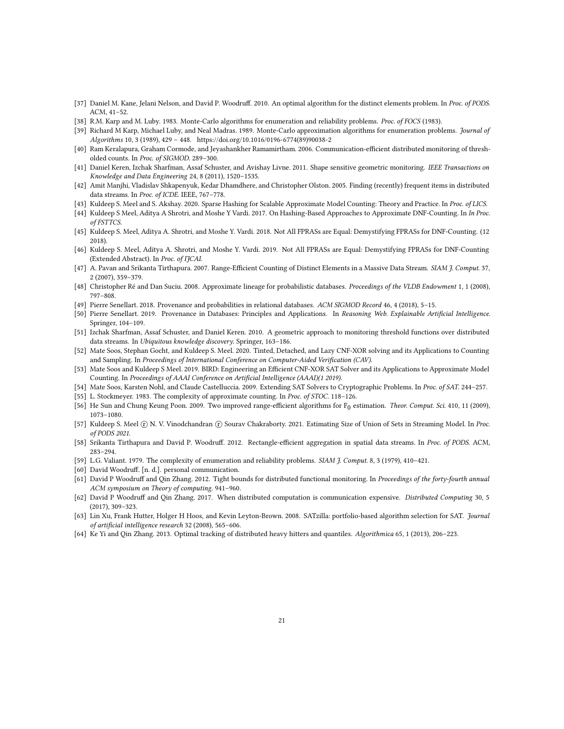[37] Daniel M. Kane, Jelani Nelson, and David P. Woodruff. 2010. An optimal algorithm for the distinct elements problem. In *Proc. of PODS*. ACM, 41–52.

[38] R.M. Karp and M. Luby. 1983. Monte-Carlo algorithms for enumeration and reliability problems. *Proc. of FOCS* (1983).

[39] Richard M Karp, Michael Luby, and Neal Madras. 1989. Monte-Carlo approximation algorithms for enumeration problems. *Journal of Algorithms* 10, 3 (1989), 429 – 448. https://doi.org/10.1016/0196-6774(89)90038-2

[40] Ram Keralapura, Graham Cormode, and Jeyashankher Ramamirtham. 2006. Communication-efficient distributed monitoring of thresholded counts. In *Proc. of SIGMOD*. 289–300.

[41] Daniel Keren, Izchak Sharfman, Assaf Schuster, and Avishay Livne. 2011. Shape sensitive geometric monitoring. *IEEE Transactions on Knowledge and Data Engineering* 24, 8 (2011), 1520–1535.

[42] Amit Manjhi, Vladislav Shkapenyuk, Kedar Dhamdhere, and Christopher Olston. 2005. Finding (recently) frequent items in distributed data streams. In *Proc. of ICDE*. IEEE, 767–778.

[43] Kuldeep S. Meel and S. Akshay. 2020. Sparse Hashing for Scalable Approximate Model Counting: Theory and Practice. In *Proc. of LICS*.

[44] Kuldeep S Meel, Aditya A Shrotri, and Moshe Y Vardi. 2017. On Hashing-Based Approaches to Approximate DNF-Counting. In *In Proc. of FSTTCS*.

[45] Kuldeep S. Meel, Aditya A. Shrotri, and Moshe Y. Vardi. 2018. Not All FPRASs are Equal: Demystifying FPRASs for DNF-Counting. (12 2018).

[46] Kuldeep S. Meel, Aditya A. Shrotri, and Moshe Y. Vardi. 2019. Not All FPRASs are Equal: Demystifying FPRASs for DNF-Counting (Extended Abstract). In *Proc. of IJCAI*.

[47] A. Pavan and Srikanta Tirthapura. 2007. Range-Efficient Counting of Distinct Elements in a Massive Data Stream. *SIAM J. Comput.* 37, 2 (2007), 359–379.

[48] Christopher Ré and Dan Suciu. 2008. Approximate lineage for probabilistic databases. *Proceedings of the VLDB Endowment* 1, 1 (2008), 797–808.

[49] Pierre Senellart. 2018. Provenance and probabilities in relational databases. *ACM SIGMOD Record* 46, 4 (2018), 5–15.

[50] Pierre Senellart. 2019. Provenance in Databases: Principles and Applications. In *Reasoning Web. Explainable Artificial Intelligence*. Springer, 104–109.

[51] Izchak Sharfman, Assaf Schuster, and Daniel Keren. 2010. A geometric approach to monitoring threshold functions over distributed data streams. In *Ubiquitous knowledge discovery*. Springer, 163–186.

[52] Mate Soos, Stephan Gocht, and Kuldeep S. Meel. 2020. Tinted, Detached, and Lazy CNF-XOR solving and its Applications to Counting and Sampling. In *Proceedings of International Conference on Computer-Aided Verification (CAV)*.

[53] Mate Soos and Kuldeep S Meel. 2019. BIRD: Engineering an Efficient CNF-XOR SAT Solver and its Applications to Approximate Model Counting. In *Proceedings of AAAI Conference on Artificial Intelligence (AAAI)(1 2019)*.

[54] Mate Soos, Karsten Nohl, and Claude Castelluccia. 2009. Extending SAT Solvers to Cryptographic Problems. In *Proc. of SAT*. 244–257.

[55] L. Stockmeyer. 1983. The complexity of approximate counting. In *Proc. of STOC*. 118–126.

[56] He Sun and Chung Keung Poon. 2009. Two improved range-efficient algorithms for $F_0$ estimation. *Theor. Comput. Sci.* 410, 11 (2009), 1073–1080.

[57] Kuldeep S. Meel ⓡ N. V. Vinodchandran ⓡ Sourav Chakraborty. 2021. Estimating Size of Union of Sets in Streaming Model. In *Proc. of PODS 2021*.

[58] Srikanta Tirthapura and David P. Woodruff. 2012. Rectangle-efficient aggregation in spatial data streams. In *Proc. of PODS*. ACM, 283–294.

[59] L.G. Valiant. 1979. The complexity of enumeration and reliability problems. *SIAM J. Comput.* 8, 3 (1979), 410–421.

[60] David Woodruff. [n. d.]. personal communication.

[61] David P Woodruff and Qin Zhang. 2012. Tight bounds for distributed functional monitoring. In *Proceedings of the forty-fourth annual ACM symposium on Theory of computing*. 941–960.

[62] David P Woodruff and Qin Zhang. 2017. When distributed computation is communication expensive. *Distributed Computing* 30, 5 (2017), 309–323.

[63] Lin Xu, Frank Hutter, Holger H Hoos, and Kevin Leyton-Brown. 2008. SATzilla: portfolio-based algorithm selection for SAT. *Journal of artificial intelligence research* 32 (2008), 565–606.

[64] Ke Yi and Qin Zhang. 2013. Optimal tracking of distributed heavy hitters and quantiles. *Algorithmica* 65, 1 (2013), 206–223.